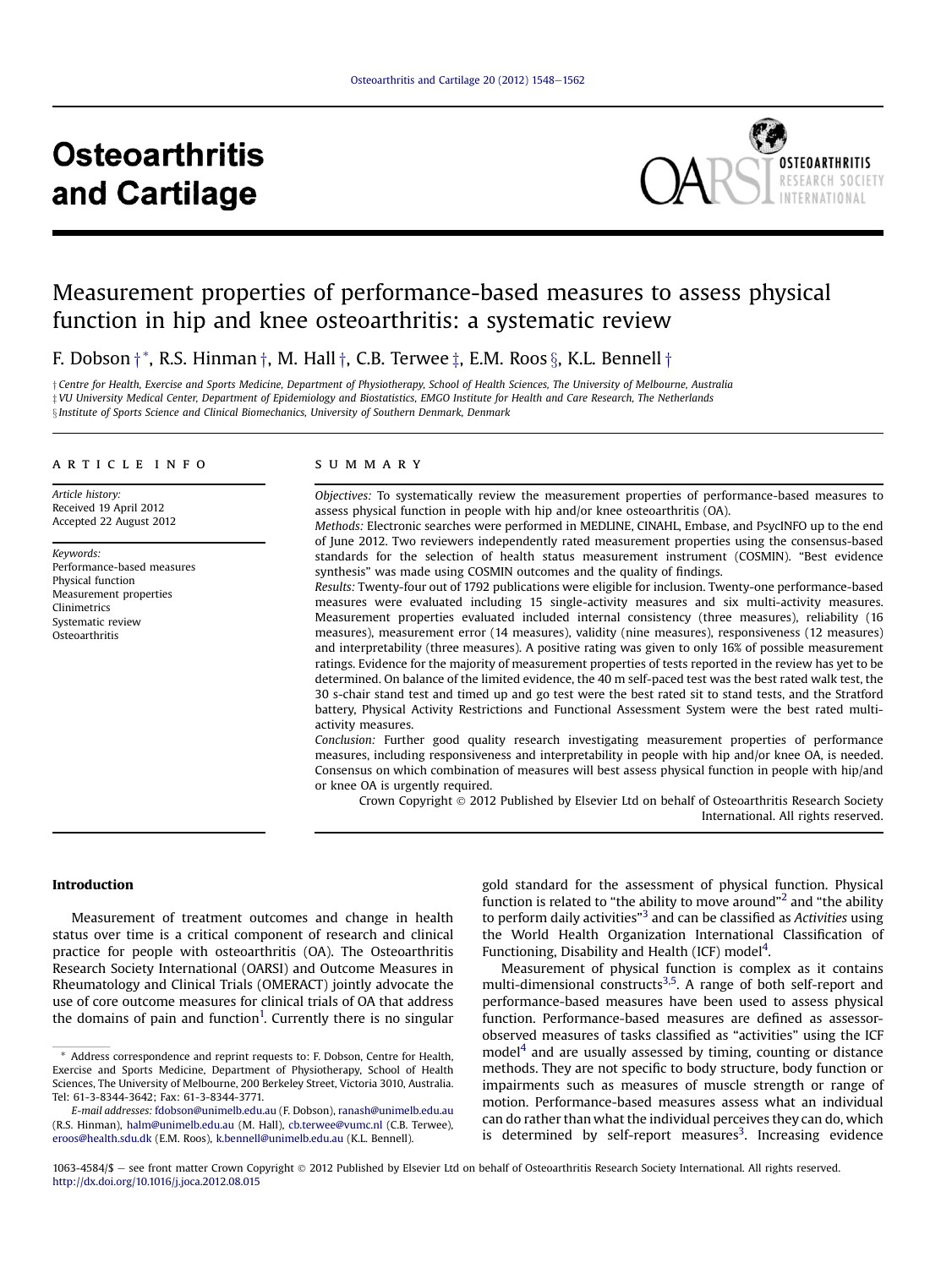# Osteoarthritis and Cartilage

# Measurement properties of performance-based measures to assess physical function in hip and knee osteoarthritis: a systematic review

F. Dobson [†*], R.S. Hinman [†], M. Hall [†], C.B. Terwee [‡], E.M. Roos [§], K.L. Bennell [†]

[†] Centre for Health, Exercise and Sports Medicine, Department of Physiotherapy, School of Health Sciences, The University of Melbourne, Australia
[‡] VU University Medical Center, Department of Epidemiology and Biostatistics, EMGO Institute for Health and Care Research, The Netherlands
[§] Institute of Sports Science and Clinical Biomechanics, University of Southern Denmark, Denmark

## ARTICLE INFO

*Article history:*
Received 19 April 2012
Accepted 22 August 2012

*Keywords:*
Performance-based measures
Physical function
Measurement properties
Clinimetrics
Systematic review
Osteoarthritis

## SUMMARY

*Objectives:* To systematically review the measurement properties of performance-based measures to assess physical function in people with hip and/or knee osteoarthritis (OA).

*Methods:* Electronic searches were performed in MEDLINE, CINAHL, Embase, and PsycINFO up to the end of June 2012. Two reviewers independently rated measurement properties using the consensus-based standards for the selection of health status measurement instrument (COSMIN). "Best evidence synthesis" was made using COSMIN outcomes and the quality of findings.

*Results:* Twenty-four out of 1792 publications were eligible for inclusion. Twenty-one performance-based measures were evaluated including 15 single-activity measures and six multi-activity measures. Measurement properties evaluated included internal consistency (three measures), reliability (16 measures), measurement error (14 measures), validity (nine measures), responsiveness (12 measures) and interpretability (three measures). A positive rating was given to only 16% of possible measurement ratings. Evidence for the majority of measurement properties of tests reported in the review has yet to be determined. On balance of the limited evidence, the 40 m self-paced test was the best rated walk test, the 30 s-chair stand test and timed up and go test were the best rated sit to stand tests, and the Stratford battery, Physical Activity Restrictions and Functional Assessment System were the best rated multi-activity measures.

*Conclusion:* Further good quality research investigating measurement properties of performance measures, including responsiveness and interpretability in people with hip and/or knee OA, is needed. Consensus on which combination of measures will best assess physical function in people with hip/and or knee OA is urgently required.

Crown Copyright © 2012 Published by Elsevier Ltd on behalf of Osteoarthritis Research Society International. All rights reserved.

## Introduction

Measurement of treatment outcomes and change in health status over time is a critical component of research and clinical practice for people with osteoarthritis (OA). The Osteoarthritis Research Society International (OARSI) and Outcome Measures in Rheumatology and Clinical Trials (OMERACT) jointly advocate the use of core outcome measures for clinical trials of OA that address the domains of pain and function[1]. Currently there is no singular gold standard for the assessment of physical function. Physical function is related to "the ability to move around"[2] and "the ability to perform daily activities"[3] and can be classified as *Activities* using the World Health Organization International Classification of Functioning, Disability and Health (ICF) model[4].

Measurement of physical function is complex as it contains multi-dimensional constructs[3,5]. A range of both self-report and performance-based measures have been used to assess physical function. Performance-based measures are defined as assessor-observed measures of tasks classified as "activities" using the ICF model[4] and are usually assessed by timing, counting or distance methods. They are not specific to body structure, body function or impairments such as measures of muscle strength or range of motion. Performance-based measures assess what an individual can do rather than what the individual perceives they can do, which is determined by self-report measures[3]. Increasing evidence

---

* Address correspondence and reprint requests to: F. Dobson, Centre for Health, Exercise and Sports Medicine, Department of Physiotherapy, School of Health Sciences, The University of Melbourne, 200 Berkeley Street, Victoria 3010, Australia. Tel: 61-3-8344-3642; Fax: 61-3-8344-3771.

*E-mail addresses:* fdobson@unimelb.edu.au (F. Dobson), ranash@unimelb.edu.au (R.S. Hinman), halm@unimelb.edu.au (M. Hall), cb.terwee@vumc.nl (C.B. Terwee), eroos@health.sdu.dk (E.M. Roos), k.bennell@unimelb.edu.au (K.L. Bennell).

1063-4584/$ – see front matter Crown Copyright © 2012 Published by Elsevier Ltd on behalf of Osteoarthritis Research Society International. All rights reserved.
http://dx.doi.org/10.1016/j.joca.2012.08.015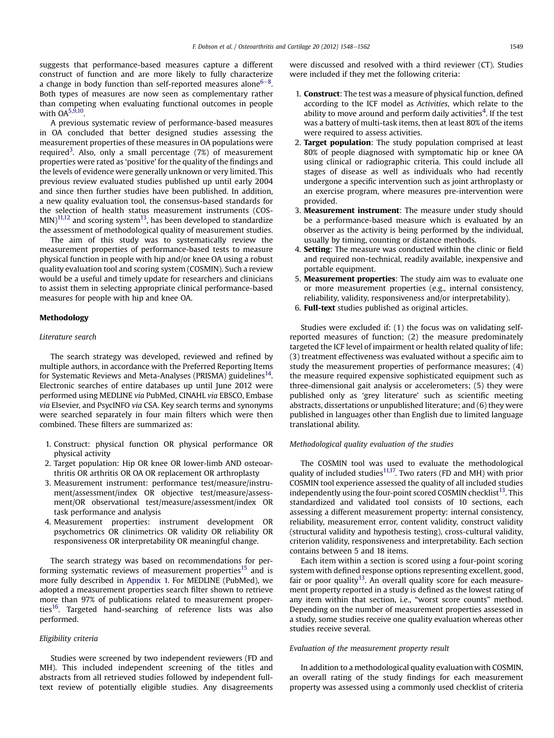suggests that performance-based measures capture a different construct of function and are more likely to fully characterize a change in body function than self-reported measures alone[6–8]. Both types of measures are now seen as complementary rather than competing when evaluating functional outcomes in people with OA[5,9,10].

A previous systematic review of performance-based measures in OA concluded that better designed studies assessing the measurement properties of these measures in OA populations were required[3]. Also, only a small percentage (7%) of measurement properties were rated as 'positive' for the quality of the findings and the levels of evidence were generally unknown or very limited. This previous review evaluated studies published up until early 2004 and since then further studies have been published. In addition, a new quality evaluation tool, the consensus-based standards for the selection of health status measurement instruments (COSMIN)[11,12] and scoring system[13], has been developed to standardize the assessment of methodological quality of measurement studies.

The aim of this study was to systematically review the measurement properties of performance-based tests to measure physical function in people with hip and/or knee OA using a robust quality evaluation tool and scoring system (COSMIN). Such a review would be a useful and timely update for researchers and clinicians to assist them in selecting appropriate clinical performance-based measures for people with hip and knee OA.

## Methodology

### *Literature search*

The search strategy was developed, reviewed and refined by multiple authors, in accordance with the Preferred Reporting Items for Systematic Reviews and Meta-Analyses (PRISMA) guidelines[14]. Electronic searches of entire databases up until June 2012 were performed using MEDLINE *via* PubMed, CINAHL *via* EBSCO, Embase *via* Elsevier, and PsycINFO *via* CSA. Key search terms and synonyms were searched separately in four main filters which were then combined. These filters are summarized as:

1. Construct: physical function OR physical performance OR physical activity
2. Target population: Hip OR knee OR lower-limb AND osteoarthritis OR arthritis OR OA OR replacement OR arthroplasty
3. Measurement instrument: performance test/measure/instrument/assessment/index OR objective test/measure/assessment/OR observational test/measure/assessment/index OR task performance and analysis
4. Measurement properties: instrument development OR psychometrics OR clinimetrics OR validity OR reliability OR responsiveness OR interpretability OR meaningful change.

The search strategy was based on recommendations for performing systematic reviews of measurement properties[15] and is more fully described in Appendix 1. For MEDLINE (PubMed), we adopted a measurement properties search filter shown to retrieve more than 97% of publications related to measurement properties[16]. Targeted hand-searching of reference lists was also performed.

### *Eligibility criteria*

Studies were screened by two independent reviewers (FD and MH). This included independent screening of the titles and abstracts from all retrieved studies followed by independent full-text review of potentially eligible studies. Any disagreements were discussed and resolved with a third reviewer (CT). Studies were included if they met the following criteria:

1. **Construct**: The test was a measure of physical function, defined according to the ICF model as *Activities*, which relate to the ability to move around and perform daily activities[4]. If the test was a battery of multi-task items, then at least 80% of the items were required to assess activities.
2. **Target population**: The study population comprised at least 80% of people diagnosed with symptomatic hip or knee OA using clinical or radiographic criteria. This could include all stages of disease as well as individuals who had recently undergone a specific intervention such as joint arthroplasty or an exercise program, where measures pre-intervention were provided.
3. **Measurement instrument**: The measure under study should be a performance-based measure which is evaluated by an observer as the activity is being performed by the individual, usually by timing, counting or distance methods.
4. **Setting**: The measure was conducted within the clinic or field and required non-technical, readily available, inexpensive and portable equipment.
5. **Measurement properties**: The study aim was to evaluate one or more measurement properties (e.g., internal consistency, reliability, validity, responsiveness and/or interpretability).
6. **Full-text** studies published as original articles.

Studies were excluded if: (1) the focus was on validating self-reported measures of function; (2) the measure predominately targeted the ICF level of impairment or health related quality of life; (3) treatment effectiveness was evaluated without a specific aim to study the measurement properties of performance measures; (4) the measure required expensive sophisticated equipment such as three-dimensional gait analysis or accelerometers; (5) they were published only as 'grey literature' such as scientific meeting abstracts, dissertations or unpublished literature; and (6) they were published in languages other than English due to limited language translational ability.

### *Methodological quality evaluation of the studies*

The COSMIN tool was used to evaluate the methodological quality of included studies[11,17]. Two raters (FD and MH) with prior COSMIN tool experience assessed the quality of all included studies independently using the four-point scored COSMIN checklist[13]. This standardized and validated tool consists of 10 sections, each assessing a different measurement property: internal consistency, reliability, measurement error, content validity, construct validity (structural validity and hypothesis testing), cross-cultural validity, criterion validity, responsiveness and interpretability. Each section contains between 5 and 18 items.

Each item within a section is scored using a four-point scoring system with defined response options representing excellent, good, fair or poor quality[13]. An overall quality score for each measurement property reported in a study is defined as the lowest rating of any item within that section, i.e., "worst score counts" method. Depending on the number of measurement properties assessed in a study, some studies receive one quality evaluation whereas other studies receive several.

### *Evaluation of the measurement property result*

In addition to a methodological quality evaluation with COSMIN, an overall rating of the study findings for each measurement property was assessed using a commonly used checklist of criteria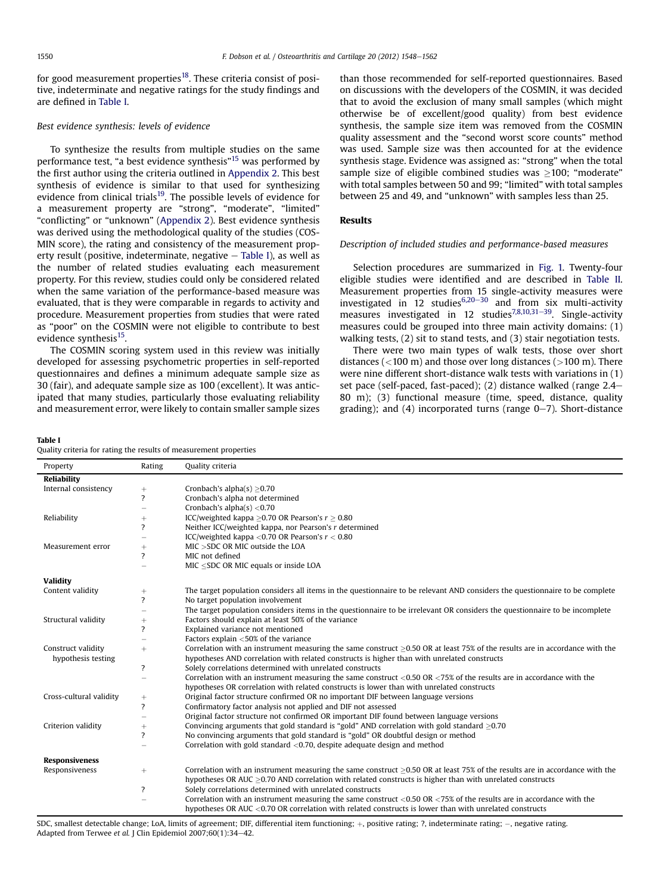for good measurement properties[18]. These criteria consist of positive, indeterminate and negative ratings for the study findings and are defined in Table I.

### Best evidence synthesis: levels of evidence

To synthesize the results from multiple studies on the same performance test, "a best evidence synthesis"[15] was performed by the first author using the criteria outlined in Appendix 2. This best synthesis of evidence is similar to that used for synthesizing evidence from clinical trials[19]. The possible levels of evidence for a measurement property are "strong", "moderate", "limited" "conflicting" or "unknown" (Appendix 2). Best evidence synthesis was derived using the methodological quality of the studies (COSMIN score), the rating and consistency of the measurement property result (positive, indeterminate, negative – Table I), as well as the number of related studies evaluating each measurement property. For this review, studies could only be considered related when the same variation of the performance-based measure was evaluated, that is they were comparable in regards to activity and procedure. Measurement properties from studies that were rated as "poor" on the COSMIN were not eligible to contribute to best evidence synthesis[15].

The COSMIN scoring system used in this review was initially developed for assessing psychometric properties in self-reported questionnaires and defines a minimum adequate sample size as 30 (fair), and adequate sample size as 100 (excellent). It was anticipated that many studies, particularly those evaluating reliability and measurement error, were likely to contain smaller sample sizes than those recommended for self-reported questionnaires. Based on discussions with the developers of the COSMIN, it was decided that to avoid the exclusion of many small samples (which might otherwise be of excellent/good quality) from best evidence synthesis, the sample size item was removed from the COSMIN quality assessment and the "second worst score counts" method was used. Sample size was then accounted for at the evidence synthesis stage. Evidence was assigned as: "strong" when the total sample size of eligible combined studies was ≥100; "moderate" with total samples between 50 and 99; "limited" with total samples between 25 and 49, and "unknown" with samples less than 25.

## Results

### Description of included studies and performance-based measures

Selection procedures are summarized in Fig. 1. Twenty-four eligible studies were identified and are described in Table II. Measurement properties from 15 single-activity measures were investigated in 12 studies[6,20–30] and from six multi-activity measures investigated in 12 studies[7,8,10,31–39]. Single-activity measures could be grouped into three main activity domains: (1) walking tests, (2) sit to stand tests, and (3) stair negotiation tests.

There were two main types of walk tests, those over short distances (<100 m) and those over long distances (>100 m). There were nine different short-distance walk tests with variations in (1) set pace (self-paced, fast-paced); (2) distance walked (range 2.4–80 m); (3) functional measure (time, speed, distance, quality grading); and (4) incorporated turns (range 0–7). Short-distance

**Table I**
Quality criteria for rating the results of measurement properties

| Property | Rating | Quality criteria |
|---|---|---|
| **Reliability** | | |
| Internal consistency | + | Cronbach's alpha(s) ≥0.70 |
| | ? | Cronbach's alpha not determined |
| | – | Cronbach's alpha(s) <0.70 |
| Reliability | + | ICC/weighted kappa ≥0.70 OR Pearson's $r \geq 0.80$ |
| | ? | Neither ICC/weighted kappa, nor Pearson's $r$ determined |
| | – | ICC/weighted kappa <0.70 OR Pearson's $r < 0.80$ |
| Measurement error | + | MIC >SDC OR MIC outside the LOA |
| | ? | MIC not defined |
| | – | MIC ≤SDC OR MIC equals or inside LOA |
| **Validity** | | |
| Content validity | + | The target population considers all items in the questionnaire to be relevant AND considers the questionnaire to be complete |
| | ? | No target population involvement |
| | – | The target population considers items in the questionnaire to be irrelevant OR considers the questionnaire to be incomplete |
| Structural validity | + | Factors should explain at least 50% of the variance |
| | ? | Explained variance not mentioned |
| | – | Factors explain <50% of the variance |
| Construct validity hypothesis testing | + | Correlation with an instrument measuring the same construct ≥0.50 OR at least 75% of the results are in accordance with the hypotheses AND correlation with related constructs is higher than with unrelated constructs |
| | ? | Solely correlations determined with unrelated constructs |
| | – | Correlation with an instrument measuring the same construct <0.50 OR <75% of the results are in accordance with the hypotheses OR correlation with related constructs is lower than with unrelated constructs |
| Cross-cultural validity | + | Original factor structure confirmed OR no important DIF between language versions |
| | ? | Confirmatory factor analysis not applied and DIF not assessed |
| | – | Original factor structure not confirmed OR important DIF found between language versions |
| Criterion validity | + | Convincing arguments that gold standard is "gold" AND correlation with gold standard ≥0.70 |
| | ? | No convincing arguments that gold standard is "gold" OR doubtful design or method |
| | – | Correlation with gold standard <0.70, despite adequate design and method |
| **Responsiveness** | | |
| Responsiveness | + | Correlation with an instrument measuring the same construct ≥0.50 OR at least 75% of the results are in accordance with the hypotheses OR AUC ≥0.70 AND correlation with related constructs is higher than with unrelated constructs |
| | ? | Solely correlations determined with unrelated constructs |
| | – | Correlation with an instrument measuring the same construct <0.50 OR <75% of the results are in accordance with the hypotheses OR AUC <0.70 OR correlation with related constructs is lower than with unrelated constructs |

SDC, smallest detectable change; LoA, limits of agreement; DIF, differential item functioning; +, positive rating; ?, indeterminate rating; –, negative rating.
Adapted from Terwee *et al.* J Clin Epidemiol 2007;60(1):34–42.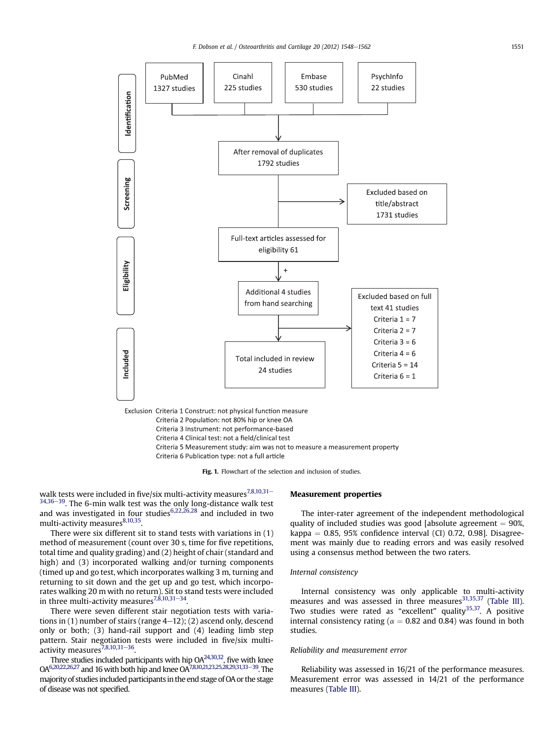Identification

PubMed 1327 studies | Cinahl 225 studies | Embase 530 studies | PsychInfo 22 studies

After removal of duplicates 1792 studies

Screening

Excluded based on title/abstract 1731 studies

Full-text articles assessed for eligibility 61

Eligibility

+ Additional 4 studies from hand searching

Excluded based on full text 41 studies
Criteria 1 = 7
Criteria 2 = 7
Criteria 3 = 6
Criteria 4 = 6
Criteria 5 = 14
Criteria 6 = 1

Included

Total included in review 24 studies

Exclusion Criteria 1 Construct: not physical function measure
Criteria 2 Population: not 80% hip or knee OA
Criteria 3 Instrument: not performance-based
Criteria 4 Clinical test: not a field/clinical test
Criteria 5 Measurement study: aim was not to measure a measurement property
Criteria 6 Publication type: not a full article

**Fig. 1.** Flowchart of the selection and inclusion of studies.

walk tests were included in five/six multi-activity measures[7,8,10,31–34,36–39]. The 6-min walk test was the only long-distance walk test and was investigated in four studies[6,22,26,28] and included in two multi-activity measures[8,10,35].

There were six different sit to stand tests with variations in (1) method of measurement (count over 30 s, time for five repetitions, total time and quality grading) and (2) height of chair (standard and high) and (3) incorporated walking and/or turning components (timed up and go test, which incorporates walking 3 m, turning and returning to sit down and the get up and go test, which incorporates walking 20 m with no return). Sit to stand tests were included in three multi-activity measures[7,8,10,31–34].

There were seven different stair negotiation tests with variations in (1) number of stairs (range 4–12); (2) ascend only, descend only or both; (3) hand-rail support and (4) leading limb step pattern. Stair negotiation tests were included in five/six multi-activity measures[7,8,10,31–36].

Three studies included participants with hip OA[24,30,32], five with knee OA[6,20,22,26,27] and 16 with both hip and knee OA[7,8,10,21,23,25,28,29,31,33–39]. The majority of studies included participants in the end stage of OA or the stage of disease was not specified.

## Measurement properties

The inter-rater agreement of the independent methodological quality of included studies was good [absolute agreement = 90%, kappa = 0.85, 95% confidence interval (CI) 0.72, 0.98]. Disagreement was mainly due to reading errors and was easily resolved using a consensus method between the two raters.

### *Internal consistency*

Internal consistency was only applicable to multi-activity measures and was assessed in three measures[31,35,37] (Table III). Two studies were rated as "excellent" quality[35,37]. A positive internal consistency rating ($\alpha = 0.82$ and $0.84$) was found in both studies.

### *Reliability and measurement error*

Reliability was assessed in 16/21 of the performance measures. Measurement error was assessed in 14/21 of the performance measures (Table III).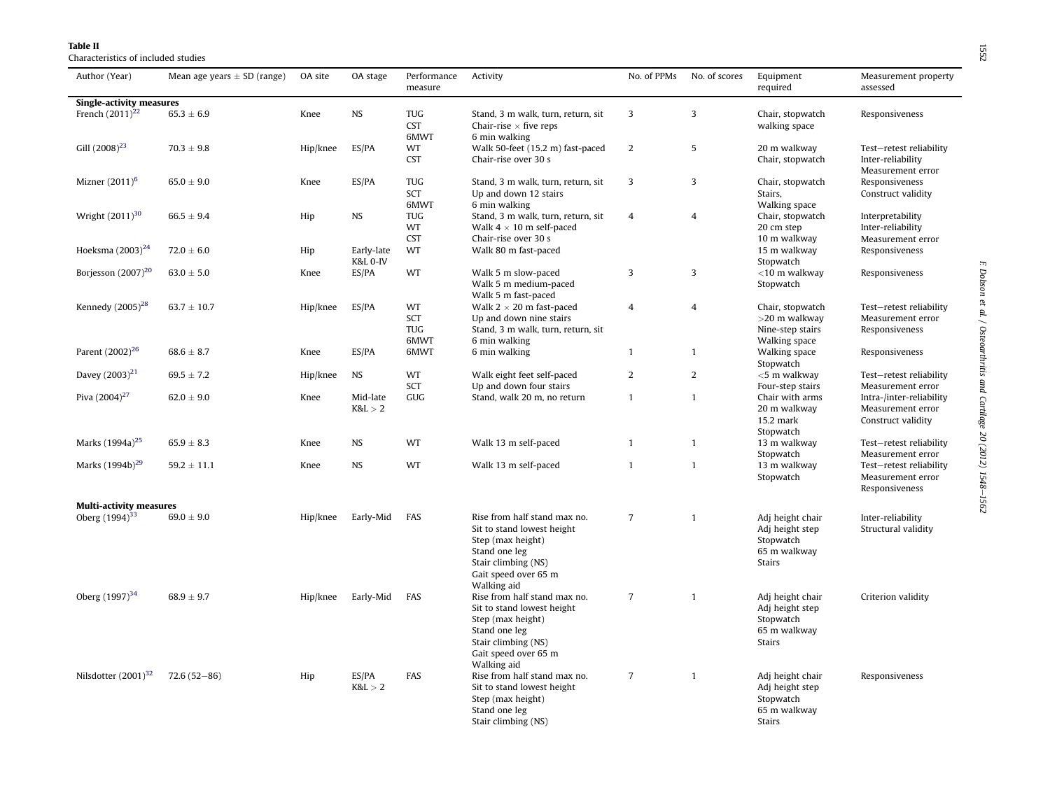**Table II**
Characteristics of included studies

| Author (Year) | Mean age years ± SD (range) | OA site | OA stage | Performance measure | Activity | No. of PPMs | No. of scores | Equipment required | Measurement property assessed |
|---|---|---|---|---|---|---|---|---|---|
| **Single-activity measures** | | | | | | | | | |
| French (2011)[22] | 65.3 ± 6.9 | Knee | NS | TUG<br>CST<br>6MWT | Stand, 3 m walk, turn, return, sit<br>Chair-rise × five reps<br>6 min walking | 3 | 3 | Chair, stopwatch<br>walking space | Responsiveness |
| Gill (2008)[23] | 70.3 ± 9.8 | Hip/knee | ES/PA | WT<br>CST | Walk 50-feet (15.2 m) fast-paced<br>Chair-rise over 30 s | 2 | 5 | 20 m walkway<br>Chair, stopwatch | Test–retest reliability<br>Inter-reliability<br>Measurement error |
| Mizner (2011)[6] | 65.0 ± 9.0 | Knee | ES/PA | TUG<br>SCT<br>6MWT | Stand, 3 m walk, turn, return, sit<br>Up and down 12 stairs<br>6 min walking | 3 | 3 | Chair, stopwatch<br>Stairs,<br>Walking space | Responsiveness<br>Construct validity |
| Wright (2011)[30] | 66.5 ± 9.4 | Hip | NS | TUG<br>WT<br>CST | Stand, 3 m walk, turn, return, sit<br>Walk 4 × 10 m self-paced<br>Chair-rise over 30 s | 4 | 4 | Chair, stopwatch<br>20 cm step<br>10 m walkway | Interpretability<br>Inter-reliability<br>Measurement error |
| Hoeksma (2003)[24] | 72.0 ± 6.0 | Hip | Early-late<br>K&L 0-IV | WT | Walk 80 m fast-paced | | | 15 m walkway<br>Stopwatch | Responsiveness |
| Borjesson (2007)[20] | 63.0 ± 5.0 | Knee | ES/PA | WT | Walk 5 m slow-paced<br>Walk 5 m medium-paced<br>Walk 5 m fast-paced | 3 | 3 | <10 m walkway<br>Stopwatch | Responsiveness |
| Kennedy (2005)[28] | 63.7 ± 10.7 | Hip/knee | ES/PA | WT<br>SCT<br>TUG<br>6MWT | Walk 2 × 20 m fast-paced<br>Up and down nine stairs<br>Stand, 3 m walk, turn, return, sit<br>6 min walking | 4 | 4 | Chair, stopwatch<br>>20 m walkway<br>Nine-step stairs<br>Walking space | Test–retest reliability<br>Measurement error<br>Responsiveness |
| Parent (2002)[26] | 68.6 ± 8.7 | Knee | ES/PA | 6MWT | 6 min walking | 1 | 1 | Walking space<br>Stopwatch | Responsiveness |
| Davey (2003)[21] | 69.5 ± 7.2 | Hip/knee | NS | WT<br>SCT | Walk eight feet self-paced<br>Up and down four stairs | 2 | 2 | <5 m walkway<br>Four-step stairs | Test–retest reliability<br>Measurement error |
| Piva (2004)[27] | 62.0 ± 9.0 | Knee | Mid-late<br>K&L > 2 | GUG | Stand, walk 20 m, no return | 1 | 1 | Chair with arms<br>20 m walkway<br>15.2 mark<br>Stopwatch | Intra-/inter-reliability<br>Measurement error<br>Construct validity |
| Marks (1994a)[25] | 65.9 ± 8.3 | Knee | NS | WT | Walk 13 m self-paced | 1 | 1 | 13 m walkway<br>Stopwatch | Test–retest reliability<br>Measurement error |
| Marks (1994b)[29] | 59.2 ± 11.1 | Knee | NS | WT | Walk 13 m self-paced | 1 | 1 | 13 m walkway<br>Stopwatch | Test–retest reliability<br>Measurement error<br>Responsiveness |
| **Multi-activity measures** | | | | | | | | | |
| Oberg (1994)[33] | 69.0 ± 9.0 | Hip/knee | Early-Mid | FAS | Rise from half stand max no.<br>Sit to stand lowest height<br>Step (max height)<br>Stand one leg<br>Stair climbing (NS)<br>Gait speed over 65 m<br>Walking aid | 7 | 1 | Adj height chair<br>Adj height step<br>Stopwatch<br>65 m walkway<br>Stairs | Inter-reliability<br>Structural validity |
| Oberg (1997)[34] | 68.9 ± 9.7 | Hip/knee | Early-Mid | FAS | Rise from half stand max no.<br>Sit to stand lowest height<br>Step (max height)<br>Stand one leg<br>Stair climbing (NS)<br>Gait speed over 65 m<br>Walking aid | 7 | 1 | Adj height chair<br>Adj height step<br>Stopwatch<br>65 m walkway<br>Stairs | Criterion validity |
| Nilsdotter (2001)[32] | 72.6 (52–86) | Hip | ES/PA<br>K&L > 2 | FAS | Rise from half stand max no.<br>Sit to stand lowest height<br>Step (max height)<br>Stand one leg<br>Stair climbing (NS) | 7 | 1 | Adj height chair<br>Adj height step<br>Stopwatch<br>65 m walkway<br>Stairs | Responsiveness |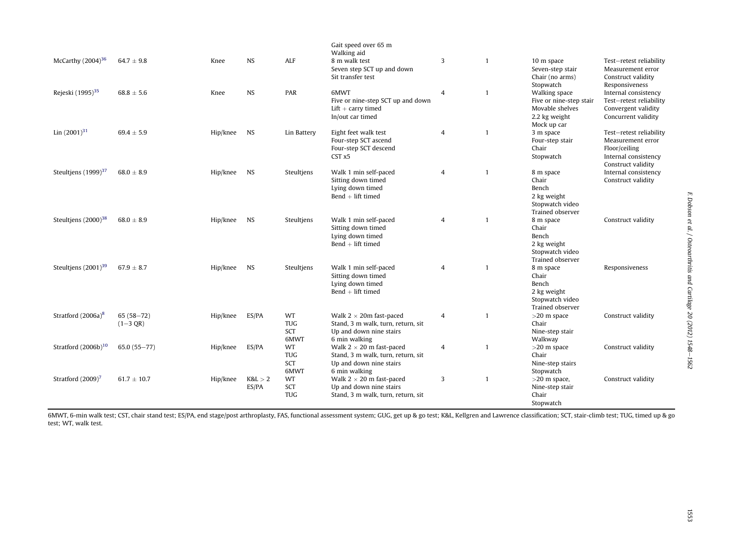|  |  |  |  |  |  |  |  |  |  |
|---|---|---|---|---|---|---|---|---|---|
|  |  |  |  |  | Gait speed over 65 m<br>Walking aid |  |  |  |  |
| McCarthy (2004)[36] | 64.7 ± 9.8 | Knee | NS | ALF | 8 m walk test<br>Seven step SCT up and down<br>Sit transfer test | 3 | 1 | 10 m space<br>Seven-step stair<br>Chair (no arms)<br>Stopwatch | Test–retest reliability<br>Measurement error<br>Construct validity<br>Responsiveness |
| Rejeski (1995)[35] | 68.8 ± 5.6 | Knee | NS | PAR | 6MWT<br>Five or nine-step SCT up and down<br>Lift + carry timed<br>In/out car timed | 4 | 1 | Walking space<br>Five or nine-step stair<br>Movable shelves<br>2.2 kg weight<br>Mock up car | Internal consistency<br>Test–retest reliability<br>Convergent validity<br>Concurrent validity |
| Lin (2001)[31] | 69.4 ± 5.9 | Hip/knee | NS | Lin Battery | Eight feet walk test<br>Four-step SCT ascend<br>Four-step SCT descend<br>CST x5 | 4 | 1 | 3 m space<br>Four-step stair<br>Chair<br>Stopwatch | Test–retest reliability<br>Measurement error<br>Floor/ceiling<br>Internal consistency<br>Construct validity |
| Steultjens (1999)[37] | 68.0 ± 8.9 | Hip/knee | NS | Steultjens | Walk 1 min self-paced<br>Sitting down timed<br>Lying down timed<br>Bend + lift timed | 4 | 1 | 8 m space<br>Chair<br>Bench<br>2 kg weight<br>Stopwatch video<br>Trained observer | Internal consistency<br>Construct validity |
| Steultjens (2000)[38] | 68.0 ± 8.9 | Hip/knee | NS | Steultjens | Walk 1 min self-paced<br>Sitting down timed<br>Lying down timed<br>Bend + lift timed | 4 | 1 | 8 m space<br>Chair<br>Bench<br>2 kg weight<br>Stopwatch video<br>Trained observer | Construct validity |
| Steultjens (2001)[39] | 67.9 ± 8.7 | Hip/knee | NS | Steultjens | Walk 1 min self-paced<br>Sitting down timed<br>Lying down timed<br>Bend + lift timed | 4 | 1 | 8 m space<br>Chair<br>Bench<br>2 kg weight<br>Stopwatch video<br>Trained observer | Responsiveness |
| Stratford (2006a)[8] | 65 (58–72)<br>(1–3 QR) | Hip/knee | ES/PA | WT<br>TUG<br>SCT<br>6MWT | Walk 2 × 20m fast-paced<br>Stand, 3 m walk, turn, return, sit<br>Up and down nine stairs<br>6 min walking | 4 | 1 | >20 m space<br>Chair<br>Nine-step stair<br>Walkway | Construct validity |
| Stratford (2006b)[10] | 65.0 (55–77) | Hip/knee | ES/PA | WT<br>TUG<br>SCT<br>6MWT | Walk 2 × 20 m fast-paced<br>Stand, 3 m walk, turn, return, sit<br>Up and down nine stairs<br>6 min walking | 4 | 1 | >20 m space<br>Chair<br>Nine-step stairs<br>Stopwatch | Construct validity |
| Stratford (2009)[7] | 61.7 ± 10.7 | Hip/knee | K&L > 2<br>ES/PA | WT<br>SCT<br>TUG | Walk 2 × 20 m fast-paced<br>Up and down nine stairs<br>Stand, 3 m walk, turn, return, sit | 3 | 1 | >20 m space,<br>Nine-step stair<br>Chair<br>Stopwatch | Construct validity |

6MWT, 6-min walk test; CST, chair stand test; ES/PA, end stage/post arthroplasty, FAS, functional assessment system; GUG, get up & go test; K&L, Kellgren and Lawrence classification; SCT, stair-climb test; TUG, timed up & go test; WT, walk test.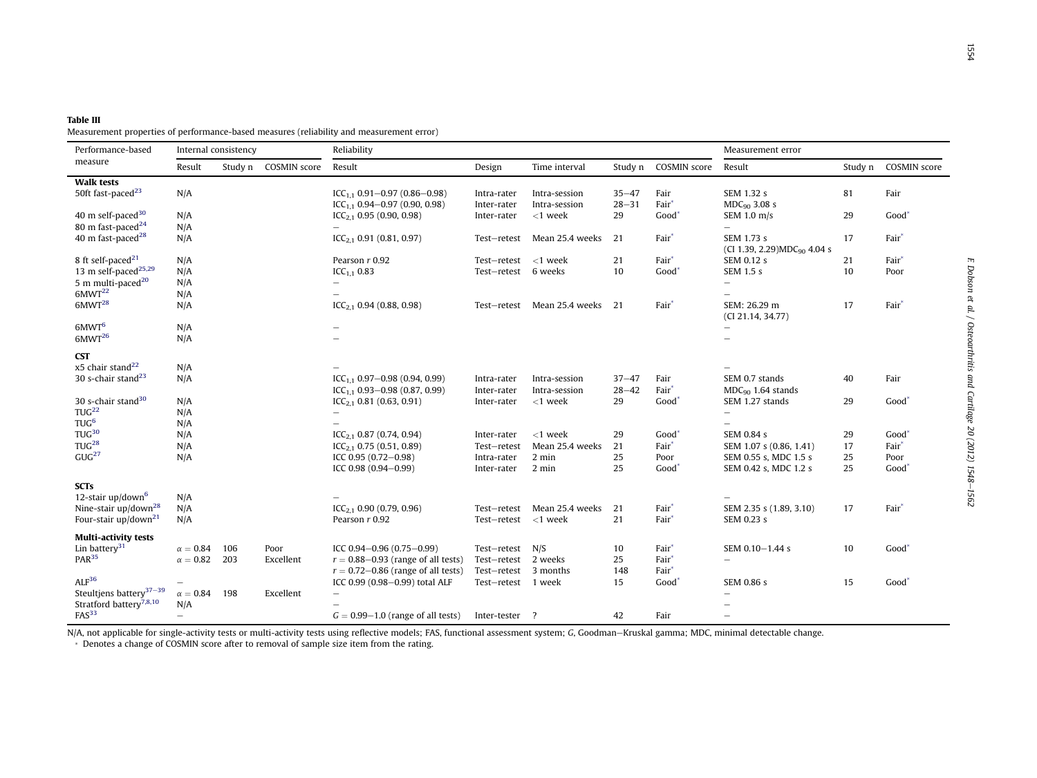**Table III**
Measurement properties of performance-based measures (reliability and measurement error)

| Performance-based measure | Internal consistency | | | Reliability | | | | | Measurement error | | |
|---|---|---|---|---|---|---|---|---|---|---|---|
| | Result | Study n | COSMIN score | Result | Design | Time interval | Study n | COSMIN score | Result | Study n | COSMIN score |
| **Walk tests** | | | | | | | | | | | |
| 50ft fast-paced[23] | N/A | | | $ICC_{1,1}$ 0.91–0.97 (0.86–0.98) | Intra-rater | Intra-session | 35–47 | Fair | SEM 1.32 s | 81 | Fair |
| | | | | $ICC_{1,1}$ 0.94–0.97 (0.90, 0.98) | Inter-rater | Intra-session | 28–31 | Fair* | $MDC_{90}$ 3.08 s | | |
| 40 m self-paced[30] | N/A | | | $ICC_{2,1}$ 0.95 (0.90, 0.98) | Inter-rater | <1 week | 29 | Good* | SEM 1.0 m/s | 29 | Good* |
| 80 m fast-paced[24] | N/A | | | – | | | | | – | | |
| 40 m fast-paced[28] | N/A | | | $ICC_{2,1}$ 0.91 (0.81, 0.97) | Test–retest | Mean 25.4 weeks | 21 | Fair* | SEM 1.73 s (CI 1.39, 2.29)$MDC_{90}$ 4.04 s | 17 | Fair* |
| 8 ft self-paced[21] | N/A | | | Pearson r 0.92 | Test–retest | <1 week | 21 | Fair* | SEM 0.12 s | 21 | Fair* |
| 13 m self-paced[25,29] | N/A | | | $ICC_{1,1}$ 0.83 | Test–retest | 6 weeks | 10 | Good* | SEM 1.5 s | 10 | Poor |
| 5 m multi-paced[20] | N/A | | | – | | | | | – | | |
| 6MWT[22] | N/A | | | – | | | | | – | | |
| 6MWT[28] | N/A | | | $ICC_{2,1}$ 0.94 (0.88, 0.98) | Test–retest | Mean 25.4 weeks | 21 | Fair* | SEM: 26.29 m (CI 21.14, 34.77) | 17 | Fair* |
| 6MWT[6] | N/A | | | – | | | | | – | | |
| 6MWT[26] | N/A | | | – | | | | | – | | |
| **CST** | | | | | | | | | | | |
| x5 chair stand[22] | N/A | | | – | | | | | – | | |
| 30 s-chair stand[23] | N/A | | | $ICC_{1,1}$ 0.97–0.98 (0.94, 0.99) | Intra-rater | Intra-session | 37–47 | Fair | SEM 0.7 stands | 40 | Fair |
| | | | | $ICC_{1,1}$ 0.93–0.98 (0.87, 0.99) | Inter-rater | Intra-session | 28–42 | Fair* | $MDC_{90}$ 1.64 stands | | |
| 30 s-chair stand[30] | N/A | | | $ICC_{2,1}$ 0.81 (0.63, 0.91) | Inter-rater | <1 week | 29 | Good* | SEM 1.27 stands | 29 | Good* |
| TUG[22] | N/A | | | – | | | | | – | | |
| TUG[6] | N/A | | | – | | | | | – | | |
| TUG[30] | N/A | | | $ICC_{2,1}$ 0.87 (0.74, 0.94) | Inter-rater | <1 week | 29 | Good* | SEM 0.84 s | 29 | Good* |
| TUG[28] | N/A | | | $ICC_{2,1}$ 0.75 (0.51, 0.89) | Test–retest | Mean 25.4 weeks | 21 | Fair* | SEM 1.07 s (0.86, 1.41) | 17 | Fair* |
| GUG[27] | N/A | | | ICC 0.95 (0.72–0.98) | Intra-rater | 2 min | 25 | Poor | SEM 0.55 s, MDC 1.5 s | 25 | Poor |
| | | | | ICC 0.98 (0.94–0.99) | Inter-rater | 2 min | 25 | Good* | SEM 0.42 s, MDC 1.2 s | 25 | Good* |
| **SCTs** | | | | | | | | | | | |
| 12-stair up/down[6] | N/A | | | – | | | | | – | | |
| Nine-stair up/down[28] | N/A | | | $ICC_{2,1}$ 0.90 (0.79, 0.96) | Test–retest | Mean 25.4 weeks | 21 | Fair* | SEM 2.35 s (1.89, 3.10) | 17 | Fair* |
| Four-stair up/down[21] | N/A | | | Pearson r 0.92 | Test–retest | <1 week | 21 | Fair* | SEM 0.23 s | | |
| **Multi-activity tests** | | | | | | | | | | | |
| Lin battery[31] | $\alpha = 0.84$ | 106 | Poor | ICC 0.94–0.96 (0.75–0.99) | Test–retest | N/S | 10 | Fair* | SEM 0.10–1.44 s | 10 | Good* |
| PAR[35] | $\alpha = 0.82$ | 203 | Excellent | $r = 0.88$–0.93 (range of all tests) | Test–retest | 2 weeks | 25 | Fair* | – | | |
| | | | | $r = 0.72$–0.86 (range of all tests) | Test–retest | 3 months | 148 | Fair* | | | |
| ALF[36] | – | | | ICC 0.99 (0.98–0.99) total ALF | Test–retest | 1 week | 15 | Good* | SEM 0.86 s | 15 | Good* |
| Steultjens battery[37–39] | $\alpha = 0.84$ | 198 | Excellent | – | | | | | – | | |
| Stratford battery[7,8,10] | N/A | | | – | | | | | – | | |
| FAS[33] | – | | | $G = 0.99$–1.0 (range of all tests) | Inter-tester | ? | 42 | Fair | – | | |

N/A, not applicable for single-activity tests or multi-activity tests using reflective models; FAS, functional assessment system; G, Goodman–Kruskal gamma; MDC, minimal detectable change.
* Denotes a change of COSMIN score after to removal of sample size item from the rating.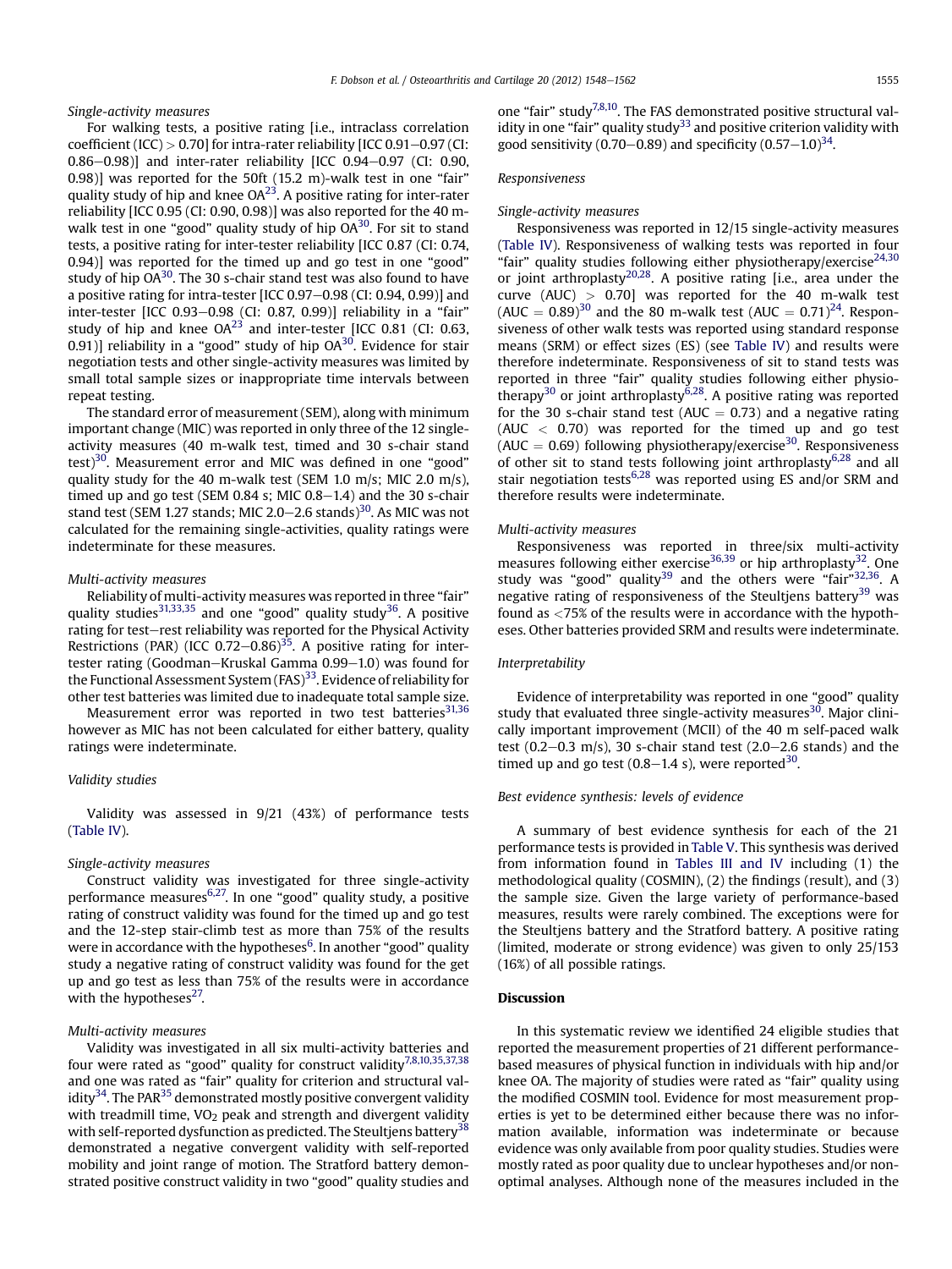*Single-activity measures*

For walking tests, a positive rating [i.e., intraclass correlation coefficient (ICC) > 0.70] for intra-rater reliability [ICC 0.91–0.97 (CI: 0.86–0.98)] and inter-rater reliability [ICC 0.94–0.97 (CI: 0.90, 0.98)] was reported for the 50ft (15.2 m)-walk test in one "fair" quality study of hip and knee OA[23]. A positive rating for inter-rater reliability [ICC 0.95 (CI: 0.90, 0.98)] was also reported for the 40 m-walk test in one "good" quality study of hip OA[30]. For sit to stand tests, a positive rating for inter-tester reliability [ICC 0.87 (CI: 0.74, 0.94)] was reported for the timed up and go test in one "good" study of hip OA[30]. The 30 s-chair stand test was also found to have a positive rating for intra-tester [ICC 0.97–0.98 (CI: 0.94, 0.99)] and inter-tester [ICC 0.93–0.98 (CI: 0.87, 0.99)] reliability in a "fair" study of hip and knee OA[23] and inter-tester [ICC 0.81 (CI: 0.63, 0.91)] reliability in a "good" study of hip OA[30]. Evidence for stair negotiation tests and other single-activity measures was limited by small total sample sizes or inappropriate time intervals between repeat testing.

The standard error of measurement (SEM), along with minimum important change (MIC) was reported in only three of the 12 single-activity measures (40 m-walk test, timed and 30 s-chair stand test)[30]. Measurement error and MIC was defined in one "good" quality study for the 40 m-walk test (SEM 1.0 m/s; MIC 2.0 m/s), timed up and go test (SEM 0.84 s; MIC 0.8–1.4) and the 30 s-chair stand test (SEM 1.27 stands; MIC 2.0–2.6 stands)[30]. As MIC was not calculated for the remaining single-activities, quality ratings were indeterminate for these measures.

*Multi-activity measures*

Reliability of multi-activity measures was reported in three "fair" quality studies[31,33,35] and one "good" quality study[36]. A positive rating for test–rest reliability was reported for the Physical Activity Restrictions (PAR) (ICC 0.72–0.86)[35]. A positive rating for inter-tester rating (Goodman–Kruskal Gamma 0.99–1.0) was found for the Functional Assessment System (FAS)[33]. Evidence of reliability for other test batteries was limited due to inadequate total sample size.

Measurement error was reported in two test batteries[31,36] however as MIC has not been calculated for either battery, quality ratings were indeterminate.

*Validity studies*

Validity was assessed in 9/21 (43%) of performance tests (Table IV).

*Single-activity measures*

Construct validity was investigated for three single-activity performance measures[6,27]. In one "good" quality study, a positive rating of construct validity was found for the timed up and go test and the 12-step stair-climb test as more than 75% of the results were in accordance with the hypotheses[6]. In another "good" quality study a negative rating of construct validity was found for the get up and go test as less than 75% of the results were in accordance with the hypotheses[27].

*Multi-activity measures*

Validity was investigated in all six multi-activity batteries and four were rated as "good" quality for construct validity[7,8,10,35,37,38] and one was rated as "fair" quality for criterion and structural validity[34]. The PAR[35] demonstrated mostly positive convergent validity with treadmill time, $VO_2$ peak and strength and divergent validity with self-reported dysfunction as predicted. The Steultjens battery[38] demonstrated a negative convergent validity with self-reported mobility and joint range of motion. The Stratford battery demonstrated positive construct validity in two "good" quality studies and one "fair" study[7,8,10]. The FAS demonstrated positive structural validity in one "fair" quality study[33] and positive criterion validity with good sensitivity (0.70–0.89) and specificity (0.57–1.0)[34].

*Responsiveness*

*Single-activity measures*

Responsiveness was reported in 12/15 single-activity measures (Table IV). Responsiveness of walking tests was reported in four "fair" quality studies following either physiotherapy/exercise[24,30] or joint arthroplasty[20,28]. A positive rating [i.e., area under the curve (AUC) > 0.70] was reported for the 40 m-walk test (AUC = 0.89)[30] and the 80 m-walk test (AUC = 0.71)[24]. Responsiveness of other walk tests was reported using standard response means (SRM) or effect sizes (ES) (see Table IV) and results were therefore indeterminate. Responsiveness of sit to stand tests was reported in three "fair" quality studies following either physiotherapy[30] or joint arthroplasty[6,28]. A positive rating was reported for the 30 s-chair stand test (AUC = 0.73) and a negative rating (AUC < 0.70) was reported for the timed up and go test (AUC = 0.69) following physiotherapy/exercise[30]. Responsiveness of other sit to stand tests following joint arthroplasty[6,28] and all stair negotiation tests[6,28] was reported using ES and/or SRM and therefore results were indeterminate.

*Multi-activity measures*

Responsiveness was reported in three/six multi-activity measures following either exercise[36,39] or hip arthroplasty[32]. One study was "good" quality[39] and the others were "fair"[32,36]. A negative rating of responsiveness of the Steultjens battery[39] was found as <75% of the results were in accordance with the hypotheses. Other batteries provided SRM and results were indeterminate.

*Interpretability*

Evidence of interpretability was reported in one "good" quality study that evaluated three single-activity measures[30]. Major clinically important improvement (MCII) of the 40 m self-paced walk test (0.2–0.3 m/s), 30 s-chair stand test (2.0–2.6 stands) and the timed up and go test (0.8–1.4 s), were reported[30].

*Best evidence synthesis: levels of evidence*

A summary of best evidence synthesis for each of the 21 performance tests is provided in Table V. This synthesis was derived from information found in Tables III and IV including (1) the methodological quality (COSMIN), (2) the findings (result), and (3) the sample size. Given the large variety of performance-based measures, results were rarely combined. The exceptions were for the Steultjens battery and the Stratford battery. A positive rating (limited, moderate or strong evidence) was given to only 25/153 (16%) of all possible ratings.

## Discussion

In this systematic review we identified 24 eligible studies that reported the measurement properties of 21 different performance-based measures of physical function in individuals with hip and/or knee OA. The majority of studies were rated as "fair" quality using the modified COSMIN tool. Evidence for most measurement properties is yet to be determined either because there was no information available, information was indeterminate or because evidence was only available from poor quality studies. Studies were mostly rated as poor quality due to unclear hypotheses and/or non-optimal analyses. Although none of the measures included in the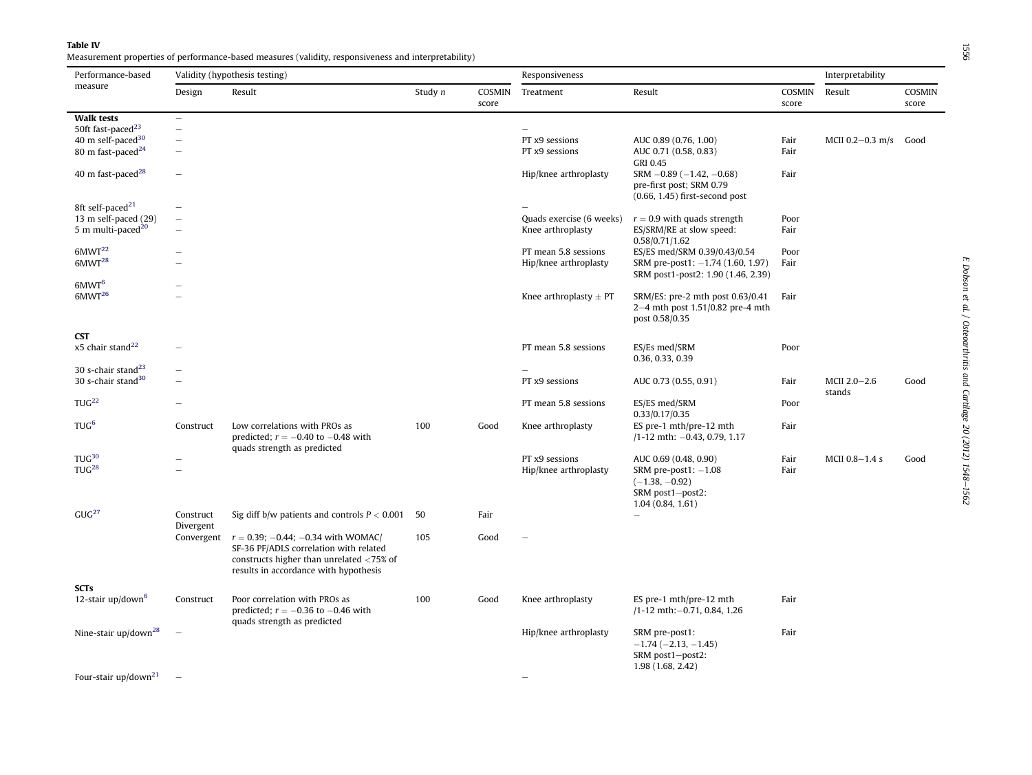**Table IV**

Measurement properties of performance-based measures (validity, responsiveness and interpretability)

| Performance-based measure | Validity (hypothesis testing) | | | | Responsiveness | | | Interpretability | |
|---|---|---|---|---|---|---|---|---|---|
| | Design | Result | Study $n$ | COSMIN score | Treatment | Result | COSMIN score | Result | COSMIN score |
| **Walk tests** | – | | | | | | | | |
| 50ft fast-paced[23] | – | | | | – | | | | |
| 40 m self-paced[30] | – | | | | PT x9 sessions | AUC 0.89 (0.76, 1.00) | Fair | MCII 0.2–0.3 m/s | Good |
| 80 m fast-paced[24] | – | | | | PT x9 sessions | AUC 0.71 (0.58, 0.83) GRI 0.45 | Fair | | |
| 40 m fast-paced[28] | – | | | | Hip/knee arthroplasty | SRM −0.89 (−1.42, −0.68) pre-first post; SRM 0.79 (0.66, 1.45) first-second post | Fair | | |
| 8ft self-paced[21] | – | | | | – | | | | |
| 13 m self-paced (29) | – | | | | Quads exercise (6 weeks) | $r = 0.9$ with quads strength | Poor | | |
| 5 m multi-paced[20] | – | | | | Knee arthroplasty | ES/SRM/RE at slow speed: 0.58/0.71/1.62 | Fair | | |
| 6MWT[22] | – | | | | PT mean 5.8 sessions | ES/ES med/SRM 0.39/0.43/0.54 | Poor | | |
| 6MWT[28] | – | | | | Hip/knee arthroplasty | SRM pre-post1: −1.74 (1.60, 1.97) SRM post1-post2: 1.90 (1.46, 2.39) | Fair | | |
| 6MWT[6] | – | | | | | | | | |
| 6MWT[26] | – | | | | Knee arthroplasty ± PT | SRM/ES: pre-2 mth post 0.63/0.41 2–4 mth post 1.51/0.82 pre-4 mth post 0.58/0.35 | Fair | | |
| **CST** | | | | | | | | | |
| x5 chair stand[22] | – | | | | PT mean 5.8 sessions | ES/Es med/SRM 0.36, 0.33, 0.39 | Poor | | |
| 30 s-chair stand[23] | – | | | | – | | | | |
| 30 s-chair stand[30] | – | | | | PT x9 sessions | AUC 0.73 (0.55, 0.91) | Fair | MCII 2.0–2.6 stands | Good |
| TUG[22] | – | | | | PT mean 5.8 sessions | ES/ES med/SRM 0.33/0.17/0.35 | Poor | | |
| TUG[6] | Construct | Low correlations with PROs as predicted; $r = -0.40$ to $-0.48$ with quads strength as predicted | 100 | Good | Knee arthroplasty | ES pre-1 mth/pre-12 mth /1-12 mth: −0.43, 0.79, 1.17 | Fair | | |
| TUG[30] | – | | | | PT x9 sessions | AUC 0.69 (0.48, 0.90) | Fair | MCII 0.8–1.4 s | Good |
| TUG[28] | – | | | | Hip/knee arthroplasty | SRM pre-post1: −1.08 (−1.38, −0.92) SRM post1–post2: 1.04 (0.84, 1.61) | Fair | | |
| GUG[27] | Construct Divergent | Sig diff b/w patients and controls $P < 0.001$ | 50 | Fair | | – | | | |
| | Convergent | $r = 0.39$; −0.44; −0.34 with WOMAC/ SF-36 PF/ADLS correlation with related constructs higher than unrelated <75% of results in accordance with hypothesis | 105 | Good | – | | | | |
| **SCTs** | | | | | | | | | |
| 12-stair up/down[6] | Construct | Poor correlation with PROs as predicted; $r = -0.36$ to $-0.46$ with quads strength as predicted | 100 | Good | Knee arthroplasty | ES pre-1 mth/pre-12 mth /1-12 mth:−0.71, 0.84, 1.26 | Fair | | |
| Nine-stair up/down[28] | – | | | | Hip/knee arthroplasty | SRM pre-post1: −1.74 (−2.13, −1.45) SRM post1–post2: 1.98 (1.68, 2.42) | Fair | | |
| Four-stair up/down[21] | – | | | | – | | | | |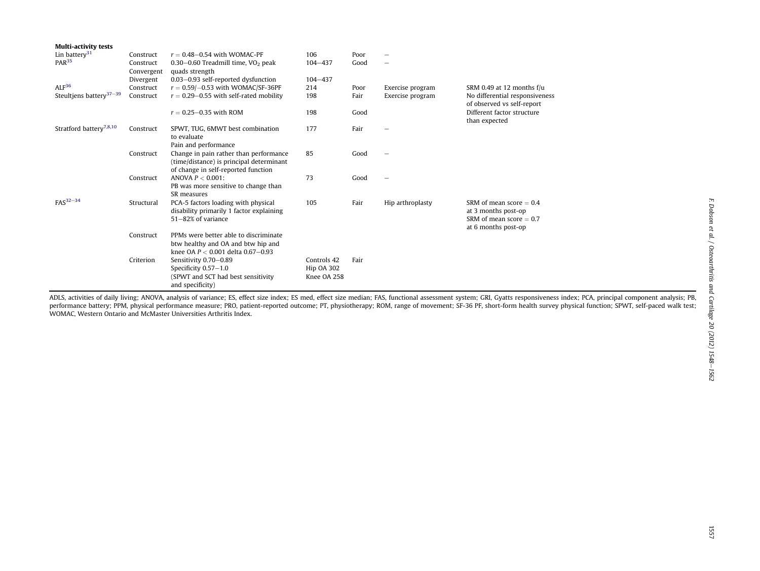| | | | | | | |
|---|---|---|---|---|---|---|
| **Multi-activity tests** | | | | | | |
| Lin battery[31] | Construct | $r = 0.48–0.54$ with WOMAC-PF | 106 | Poor | – | |
| PAR[35] | Construct | 0.30–0.60 Treadmill time, $VO_2$ peak | 104–437 | Good | – | |
| | Convergent | quads strength | | | | |
| | Divergent | 0.03–0.93 self-reported dysfunction | 104–437 | | | |
| ALF[36] | Construct | $r = 0.59/-0.53$ with WOMAC/SF-36PF | 214 | Poor | Exercise program | SRM 0.49 at 12 months f/u |
| Steultjens battery[37–39] | Construct | $r = 0.29–0.55$ with self-rated mobility | 198 | Fair | Exercise program | No differential responsiveness of observed vs self-report |
| | | $r = 0.25–0.35$ with ROM | 198 | Good | | Different factor structure than expected |
| Stratford battery[7,8,10] | Construct | SPWT, TUG, 6MWT best combination to evaluate Pain and performance | 177 | Fair | – | |
| | Construct | Change in pain rather than performance (time/distance) is principal determinant of change in self-reported function | 85 | Good | – | |
| | Construct | ANOVA $P < 0.001$: PB was more sensitive to change than SR measures | 73 | Good | – | |
| FAS[32–34] | Structural | PCA-5 factors loading with physical disability primarily 1 factor explaining 51–82% of variance | 105 | Fair | Hip arthroplasty | SRM of mean score = 0.4 at 3 months post-op SRM of mean score = 0.7 at 6 months post-op |
| | Construct | PPMs were better able to discriminate btw healthy and OA and btw hip and knee OA $P < 0.001$ delta 0.67–0.93 | | | | |
| | Criterion | Sensitivity 0.70–0.89 Specificity 0.57–1.0 (SPWT and SCT had best sensitivity and specificity) | Controls 42 Hip OA 302 Knee OA 258 | Fair | | |

ADLS, activities of daily living; ANOVA, analysis of variance; ES, effect size index; ES med, effect size median; FAS, functional assessment system; GRI, Gyatts responsiveness index; PCA, principal component analysis; PB, performance battery; PPM, physical performance measure; PRO, patient-reported outcome; PT, physiotherapy; ROM, range of movement; SF-36 PF, short-form health survey physical function; SPWT, self-paced walk test; WOMAC, Western Ontario and McMaster Universities Arthritis Index.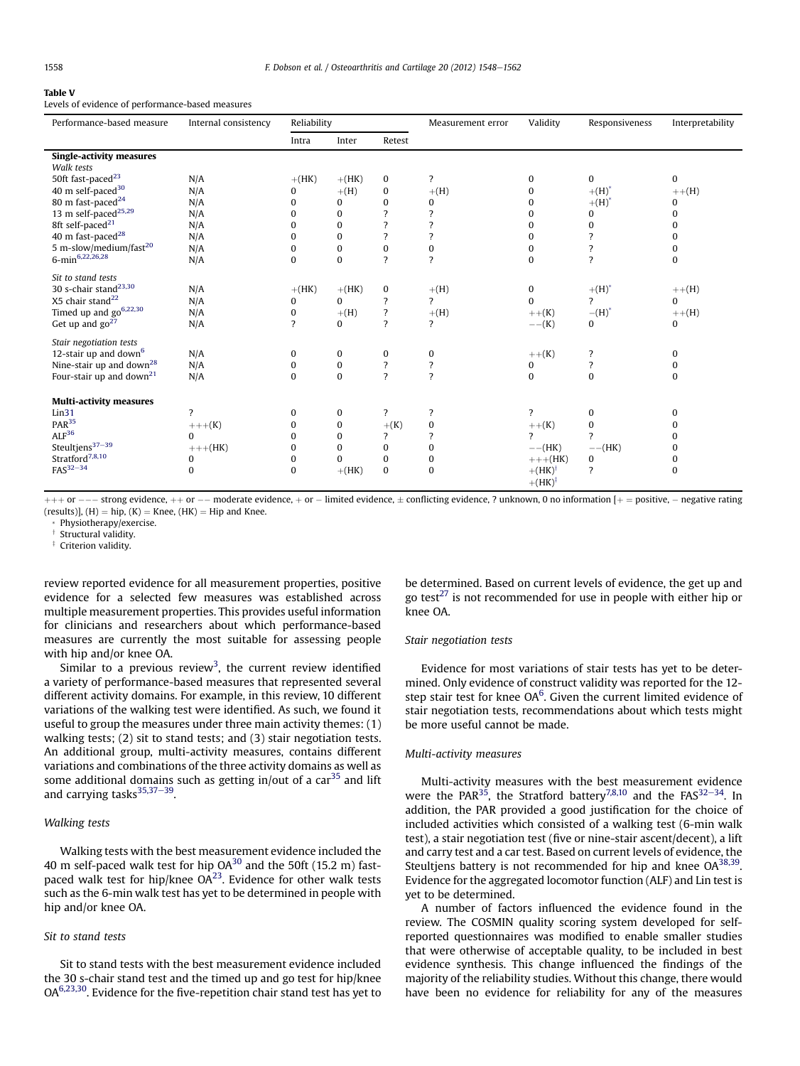**Table V**
Levels of evidence of performance-based measures

| Performance-based measure | Internal consistency | Reliability | | | Measurement error | Validity | Responsiveness | Interpretability |
|---|---|---|---|---|---|---|---|---|
| | | Intra | Inter | Retest | | | | |
| **Single-activity measures** | | | | | | | | |
| *Walk tests* | | | | | | | | |
| 50ft fast-paced[23] | N/A | +(HK) | +(HK) | 0 | ? | 0 | 0 | 0 |
| 40 m self-paced[30] | N/A | 0 | +(H) | 0 | +(H) | 0 | +(H)* | ++(H) |
| 80 m fast-paced[24] | N/A | 0 | 0 | 0 | 0 | 0 | +(H)* | 0 |
| 13 m self-paced[25,29] | N/A | 0 | 0 | ? | ? | 0 | 0 | 0 |
| 8ft self-paced[21] | N/A | 0 | 0 | ? | ? | 0 | 0 | 0 |
| 40 m fast-paced[28] | N/A | 0 | 0 | ? | ? | 0 | ? | 0 |
| 5 m-slow/medium/fast[20] | N/A | 0 | 0 | 0 | 0 | 0 | ? | 0 |
| 6-min[6,22,26,28] | N/A | 0 | 0 | ? | ? | 0 | ? | 0 |
| *Sit to stand tests* | | | | | | | | |
| 30 s-chair stand[23,30] | N/A | +(HK) | +(HK) | 0 | +(H) | 0 | +(H)* | ++(H) |
| X5 chair stand[22] | N/A | 0 | 0 | ? | ? | 0 | ? | 0 |
| Timed up and go[6,22,30] | N/A | 0 | +(H) | ? | +(H) | ++(K) | −(H)* | ++(H) |
| Get up and go[27] | N/A | ? | 0 | ? | ? | −−(K) | 0 | 0 |
| *Stair negotiation tests* | | | | | | | | |
| 12-stair up and down[6] | N/A | 0 | 0 | 0 | 0 | ++(K) | ? | 0 |
| Nine-stair up and down[28] | N/A | 0 | 0 | ? | ? | 0 | ? | 0 |
| Four-stair up and down[21] | N/A | 0 | 0 | ? | ? | 0 | 0 | 0 |
| **Multi-activity measures** | | | | | | | | |
| Lin31 | ? | 0 | 0 | ? | ? | ? | 0 | 0 |
| PAR[35] | +++(K) | 0 | 0 | +(K) | 0 | ++(K) | 0 | 0 |
| ALF[36] | 0 | 0 | 0 | ? | ? | ? | ? | 0 |
| Steultjens[37–39] | +++(HK) | 0 | 0 | 0 | 0 | −−(HK) | −−(HK) | 0 |
| Stratford[7,8,10] | 0 | 0 | 0 | 0 | 0 | +++(HK) | 0 | 0 |
| FAS[32–34] | 0 | 0 | +(HK) | 0 | 0 | +(HK)† +(HK)‡ | ? | 0 |

+++ or −−− strong evidence, ++ or −− moderate evidence, + or − limited evidence, ± conflicting evidence, ? unknown, 0 no information [+ = positive, − negative rating (results)], (H) = hip, (K) = Knee, (HK) = Hip and Knee.
* Physiotherapy/exercise.
† Structural validity.
‡ Criterion validity.

review reported evidence for all measurement properties, positive evidence for a selected few measures was established across multiple measurement properties. This provides useful information for clinicians and researchers about which performance-based measures are currently the most suitable for assessing people with hip and/or knee OA.

Similar to a previous review[3], the current review identified a variety of performance-based measures that represented several different activity domains. For example, in this review, 10 different variations of the walking test were identified. As such, we found it useful to group the measures under three main activity themes: (1) walking tests; (2) sit to stand tests; and (3) stair negotiation tests. An additional group, multi-activity measures, contains different variations and combinations of the three activity domains as well as some additional domains such as getting in/out of a car[35] and lift and carrying tasks[35,37–39].

### Walking tests

Walking tests with the best measurement evidence included the 40 m self-paced walk test for hip OA[30] and the 50ft (15.2 m) fast-paced walk test for hip/knee OA[23]. Evidence for other walk tests such as the 6-min walk test has yet to be determined in people with hip and/or knee OA.

### Sit to stand tests

Sit to stand tests with the best measurement evidence included the 30 s-chair stand test and the timed up and go test for hip/knee OA[6,23,30]. Evidence for the five-repetition chair stand test has yet to be determined. Based on current levels of evidence, the get up and go test[27] is not recommended for use in people with either hip or knee OA.

### Stair negotiation tests

Evidence for most variations of stair tests has yet to be determined. Only evidence of construct validity was reported for the 12-step stair test for knee OA[6]. Given the current limited evidence of stair negotiation tests, recommendations about which tests might be more useful cannot be made.

### Multi-activity measures

Multi-activity measures with the best measurement evidence were the PAR[35], the Stratford battery[7,8,10] and the FAS[32–34]. In addition, the PAR provided a good justification for the choice of included activities which consisted of a walking test (6-min walk test), a stair negotiation test (five or nine-stair ascent/decent), a lift and carry test and a car test. Based on current levels of evidence, the Steultjens battery is not recommended for hip and knee OA[38,39]. Evidence for the aggregated locomotor function (ALF) and Lin test is yet to be determined.

A number of factors influenced the evidence found in the review. The COSMIN quality scoring system developed for self-reported questionnaires was modified to enable smaller studies that were otherwise of acceptable quality, to be included in best evidence synthesis. This change influenced the findings of the majority of the reliability studies. Without this change, there would have been no evidence for reliability for any of the measures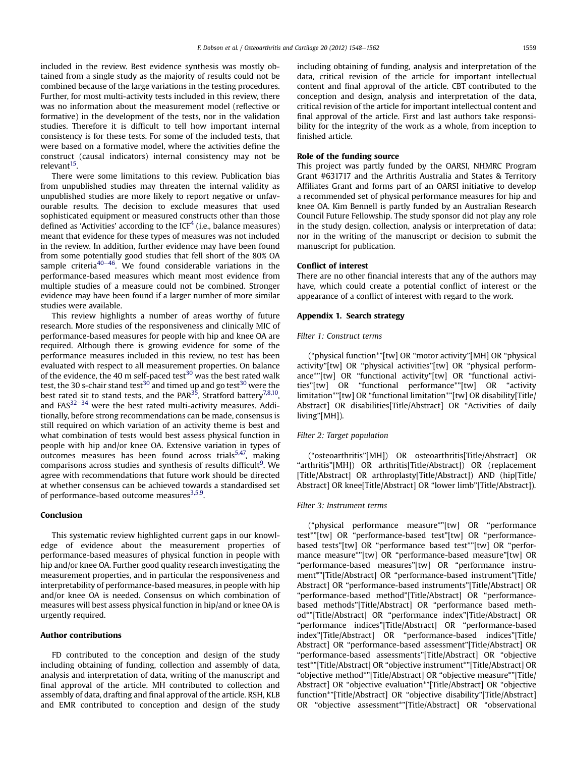included in the review. Best evidence synthesis was mostly obtained from a single study as the majority of results could not be combined because of the large variations in the testing procedures. Further, for most multi-activity tests included in this review, there was no information about the measurement model (reflective or formative) in the development of the tests, nor in the validation studies. Therefore it is difficult to tell how important internal consistency is for these tests. For some of the included tests, that were based on a formative model, where the activities define the construct (causal indicators) internal consistency may not be relevant[15].

There were some limitations to this review. Publication bias from unpublished studies may threaten the internal validity as unpublished studies are more likely to report negative or unfavourable results. The decision to exclude measures that used sophisticated equipment or measured constructs other than those defined as 'Activities' according to the ICF[4] (i.e., balance measures) meant that evidence for these types of measures was not included in the review. In addition, further evidence may have been found from some potentially good studies that fell short of the 80% OA sample criteria[40–46]. We found considerable variations in the performance-based measures which meant most evidence from multiple studies of a measure could not be combined. Stronger evidence may have been found if a larger number of more similar studies were available.

This review highlights a number of areas worthy of future research. More studies of the responsiveness and clinically MIC of performance-based measures for people with hip and knee OA are required. Although there is growing evidence for some of the performance measures included in this review, no test has been evaluated with respect to all measurement properties. On balance of the evidence, the 40 m self-paced test[30] was the best rated walk test, the 30 s-chair stand test[30] and timed up and go test[30] were the best rated sit to stand tests, and the PAR[35], Stratford battery[7,8,10], and FAS[32–34] were the best rated multi-activity measures. Additionally, before strong recommendations can be made, consensus is still required on which variation of an activity theme is best and what combination of tests would best assess physical function in people with hip and/or knee OA. Extensive variation in types of outcomes measures has been found across trials[5,47], making comparisons across studies and synthesis of results difficult[9]. We agree with recommendations that future work should be directed at whether consensus can be achieved towards a standardised set of performance-based outcome measures[3,5,9].

## Conclusion

This systematic review highlighted current gaps in our knowledge of evidence about the measurement properties of performance-based measures of physical function in people with hip and/or knee OA. Further good quality research investigating the measurement properties, and in particular the responsiveness and interpretability of performance-based measures, in people with hip and/or knee OA is needed. Consensus on which combination of measures will best assess physical function in hip/and or knee OA is urgently required.

## Author contributions

FD contributed to the conception and design of the study including obtaining of funding, collection and assembly of data, analysis and interpretation of data, writing of the manuscript and final approval of the article. MH contributed to collection and assembly of data, drafting and final approval of the article. RSH, KLB and EMR contributed to conception and design of the study including obtaining of funding, analysis and interpretation of the data, critical revision of the article for important intellectual content and final approval of the article. CBT contributed to the conception and design, analysis and interpretation of the data, critical revision of the article for important intellectual content and final approval of the article. First and last authors take responsibility for the integrity of the work as a whole, from inception to finished article.

## Role of the funding source

This project was partly funded by the OARSI, NHMRC Program Grant #631717 and the Arthritis Australia and States & Territory Affiliates Grant and forms part of an OARSI initiative to develop a recommended set of physical performance measures for hip and knee OA. Kim Bennell is partly funded by an Australian Research Council Future Fellowship. The study sponsor did not play any role in the study design, collection, analysis or interpretation of data; nor in the writing of the manuscript or decision to submit the manuscript for publication.

## Conflict of interest

There are no other financial interests that any of the authors may have, which could create a potential conflict of interest or the appearance of a conflict of interest with regard to the work.

## Appendix 1. Search strategy

*Filter 1: Construct terms*

("physical function*"[tw] OR "motor activity"[MH] OR "physical activity"[tw] OR "physical activities"[tw] OR "physical performance*"[tw] OR "functional activity"[tw] OR "functional activities"[tw] OR "functional performance*"[tw] OR "activity limitation*"[tw] OR "functional limitation*"[tw] OR disability[Title/Abstract] OR disabilities[Title/Abstract] OR "Activities of daily living"[MH]).

*Filter 2: Target population*

("osteoarthritis"[MH]) OR osteoarthritis[Title/Abstract] OR "arthritis"[MH]) OR arthritis[Title/Abstract]) OR (replacement [Title/Abstract] OR arthroplasty[Title/Abstract]) AND (hip[Title/Abstract] OR knee[Title/Abstract] OR "lower limb"[Title/Abstract]).

*Filter 3: Instrument terms*

("physical performance measure*"[tw] OR "performance test*"[tw] OR "performance-based test"[tw] OR "performance-based tests"[tw] OR "performance based test*"[tw] OR "performance measure*"[tw] OR "performance-based measure"[tw] OR "performance-based measures"[tw] OR "performance instrument*"[Title/Abstract] OR "performance-based instrument"[Title/Abstract] OR "performance-based instruments"[Title/Abstract] OR "performance-based method"[Title/Abstract] OR "performance-based methods"[Title/Abstract] OR "performance based method*"[Title/Abstract] OR "performance index"[Title/Abstract] OR "performance indices"[Title/Abstract] OR "performance-based index"[Title/Abstract] OR "performance-based indices"[Title/Abstract] OR "performance-based assessment"[Title/Abstract] OR "performance-based assessments"[Title/Abstract] OR "objective test*"[Title/Abstract] OR "objective instrument*"[Title/Abstract] OR "objective method*"[Title/Abstract] OR "objective measure*"[Title/Abstract] OR "objective evaluation*"[Title/Abstract] OR "objective function*"[Title/Abstract] OR "objective disability"[Title/Abstract] OR "objective assessment*"[Title/Abstract] OR "observational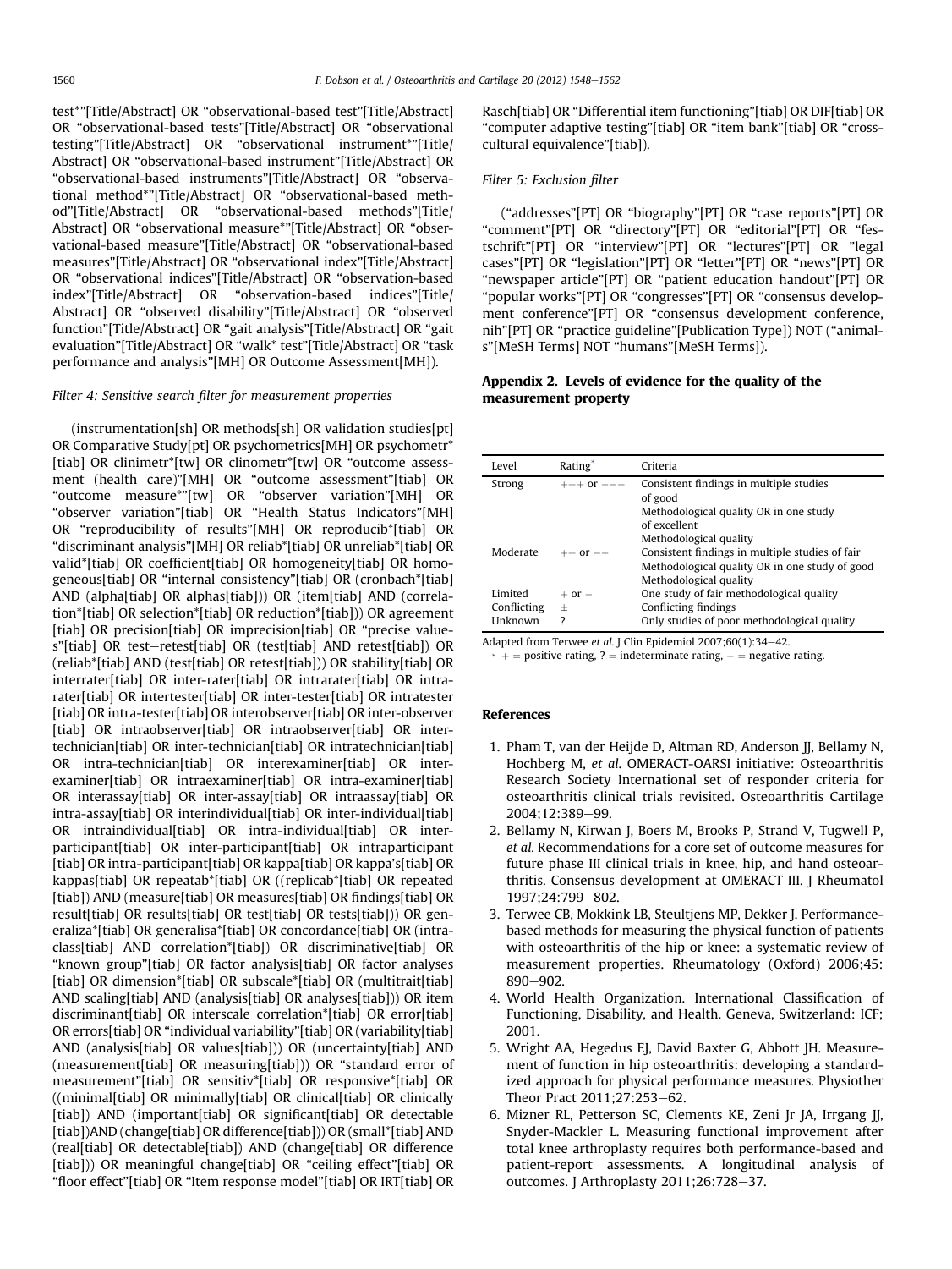test*"[Title/Abstract] OR "observational-based test"[Title/Abstract] OR "observational-based tests"[Title/Abstract] OR "observational testing"[Title/Abstract] OR "observational instrument*"[Title/Abstract] OR "observational-based instrument"[Title/Abstract] OR "observational-based instruments"[Title/Abstract] OR "observational method*"[Title/Abstract] OR "observational-based method"[Title/Abstract] OR "observational-based methods"[Title/Abstract] OR "observational measure*"[Title/Abstract] OR "observational-based measure"[Title/Abstract] OR "observational-based measures"[Title/Abstract] OR "observational index"[Title/Abstract] OR "observational indices"[Title/Abstract] OR "observation-based index"[Title/Abstract] OR "observation-based indices"[Title/Abstract] OR "observed disability"[Title/Abstract] OR "observed function"[Title/Abstract] OR "gait analysis"[Title/Abstract] OR "gait evaluation"[Title/Abstract] OR "walk* test"[Title/Abstract] OR "task performance and analysis"[MH] OR Outcome Assessment[MH]).

*Filter 4: Sensitive search filter for measurement properties*

(instrumentation[sh] OR methods[sh] OR validation studies[pt] OR Comparative Study[pt] OR psychometrics[MH] OR psychometr* [tiab] OR clinimetr*[tw] OR clinometr*[tw] OR "outcome assessment (health care)"[MH] OR "outcome assessment"[tiab] OR "outcome measure*"[tw] OR "observer variation"[MH] OR "observer variation"[tiab] OR "Health Status Indicators"[MH] OR "reproducibility of results"[MH] OR reproducib*[tiab] OR "discriminant analysis"[MH] OR reliab*[tiab] OR unreliab*[tiab] OR valid*[tiab] OR coefficient[tiab] OR homogeneity[tiab] OR homogeneous[tiab] OR "internal consistency"[tiab] OR (cronbach*[tiab] AND (alpha[tiab] OR alphas[tiab])) OR (item[tiab] AND (correlation*[tiab] OR selection*[tiab] OR reduction*[tiab])) OR agreement [tiab] OR precision[tiab] OR imprecision[tiab] OR "precise values"[tiab] OR test–retest[tiab] OR (test[tiab] AND retest[tiab]) OR (reliab*[tiab] AND (test[tiab] OR retest[tiab])) OR stability[tiab] OR interrater[tiab] OR inter-rater[tiab] OR intrarater[tiab] OR intra-rater[tiab] OR intertester[tiab] OR inter-tester[tiab] OR intratester [tiab] OR intra-tester[tiab] OR interobserver[tiab] OR inter-observer [tiab] OR intraobserver[tiab] OR intraobserver[tiab] OR intertechnician[tiab] OR inter-technician[tiab] OR intratechnician[tiab] OR intra-technician[tiab] OR interexaminer[tiab] OR inter-examiner[tiab] OR intraexaminer[tiab] OR intra-examiner[tiab] OR interassay[tiab] OR inter-assay[tiab] OR intraassay[tiab] OR intra-assay[tiab] OR interindividual[tiab] OR inter-individual[tiab] OR intraindividual[tiab] OR intra-individual[tiab] OR interparticipant[tiab] OR inter-participant[tiab] OR intraparticipant [tiab] OR intra-participant[tiab] OR kappa[tiab] OR kappa's[tiab] OR kappas[tiab] OR repeatab*[tiab] OR ((replicab*[tiab] OR repeated [tiab]) AND (measure[tiab] OR measures[tiab] OR findings[tiab] OR result[tiab] OR results[tiab] OR test[tiab] OR tests[tiab])) OR generaliza*[tiab] OR generalisa*[tiab] OR concordance[tiab] OR (intraclass[tiab] AND correlation*[tiab])) OR discriminative[tiab] OR "known group"[tiab] OR factor analysis[tiab] OR factor analyses [tiab] OR dimension*[tiab] OR subscale*[tiab] OR (multitrait[tiab] AND scaling[tiab] AND (analysis[tiab] OR analyses[tiab])) OR item discriminant[tiab] OR interscale correlation*[tiab] OR error[tiab] OR errors[tiab] OR "individual variability"[tiab] OR (variability[tiab] AND (analysis[tiab] OR values[tiab])) OR (uncertainty[tiab] AND (measurement[tiab] OR measuring[tiab])) OR "standard error of measurement"[tiab] OR sensitiv*[tiab] OR responsive*[tiab] OR ((minimal[tiab] OR minimally[tiab] OR clinical[tiab] OR clinically [tiab]) AND (important[tiab] OR significant[tiab] OR detectable [tiab])AND (change[tiab] OR difference[tiab])) OR (small*[tiab] AND (real[tiab] OR detectable[tiab]) AND (change[tiab] OR difference [tiab])) OR meaningful change[tiab] OR "ceiling effect"[tiab] OR "floor effect"[tiab] OR "Item response model"[tiab] OR IRT[tiab] OR Rasch[tiab] OR "Differential item functioning"[tiab] OR DIF[tiab] OR "computer adaptive testing"[tiab] OR "item bank"[tiab] OR "cross-cultural equivalence"[tiab]).

*Filter 5: Exclusion filter*

("addresses"[PT] OR "biography"[PT] OR "case reports"[PT] OR "comment"[PT] OR "directory"[PT] OR "editorial"[PT] OR "festschrift"[PT] OR "interview"[PT] OR "lectures"[PT] OR "legal cases"[PT] OR "legislation"[PT] OR "letter"[PT] OR "news"[PT] OR "newspaper article"[PT] OR "patient education handout"[PT] OR "popular works"[PT] OR "congresses"[PT] OR "consensus development conference"[PT] OR "consensus development conference, nih"[PT] OR "practice guideline"[Publication Type]) NOT ("animals"[MeSH Terms] NOT "humans"[MeSH Terms]).

## Appendix 2. Levels of evidence for the quality of the measurement property

| Level | Rating* | Criteria |
|---|---|---|
| Strong | +++ or −−− | Consistent findings in multiple studies of good Methodological quality OR in one study of excellent Methodological quality |
| Moderate | ++ or −− | Consistent findings in multiple studies of fair Methodological quality OR in one study of good Methodological quality |
| Limited | + or − | One study of fair methodological quality |
| Conflicting | ± | Conflicting findings |
| Unknown | ? | Only studies of poor methodological quality |

Adapted from Terwee *et al.* J Clin Epidemiol 2007;60(1):34–42.

\* + = positive rating, ? = indeterminate rating, − = negative rating.

## References

1. Pham T, van der Heijde D, Altman RD, Anderson JJ, Bellamy N, Hochberg M, *et al.* OMERACT-OARSI initiative: Osteoarthritis Research Society International set of responder criteria for osteoarthritis clinical trials revisited. Osteoarthritis Cartilage 2004;12:389–99.
2. Bellamy N, Kirwan J, Boers M, Brooks P, Strand V, Tugwell P, *et al.* Recommendations for a core set of outcome measures for future phase III clinical trials in knee, hip, and hand osteoarthritis. Consensus development at OMERACT III. J Rheumatol 1997;24:799–802.
3. Terwee CB, Mokkink LB, Steultjens MP, Dekker J. Performance-based methods for measuring the physical function of patients with osteoarthritis of the hip or knee: a systematic review of measurement properties. Rheumatology (Oxford) 2006;45: 890–902.
4. World Health Organization. International Classification of Functioning, Disability, and Health. Geneva, Switzerland: ICF; 2001.
5. Wright AA, Hegedus EJ, David Baxter G, Abbott JH. Measurement of function in hip osteoarthritis: developing a standardized approach for physical performance measures. Physiother Theor Pract 2011;27:253–62.
6. Mizner RL, Petterson SC, Clements KE, Zeni Jr JA, Irrgang JJ, Snyder-Mackler L. Measuring functional improvement after total knee arthroplasty requires both performance-based and patient-report assessments. A longitudinal analysis of outcomes. J Arthroplasty 2011;26:728–37.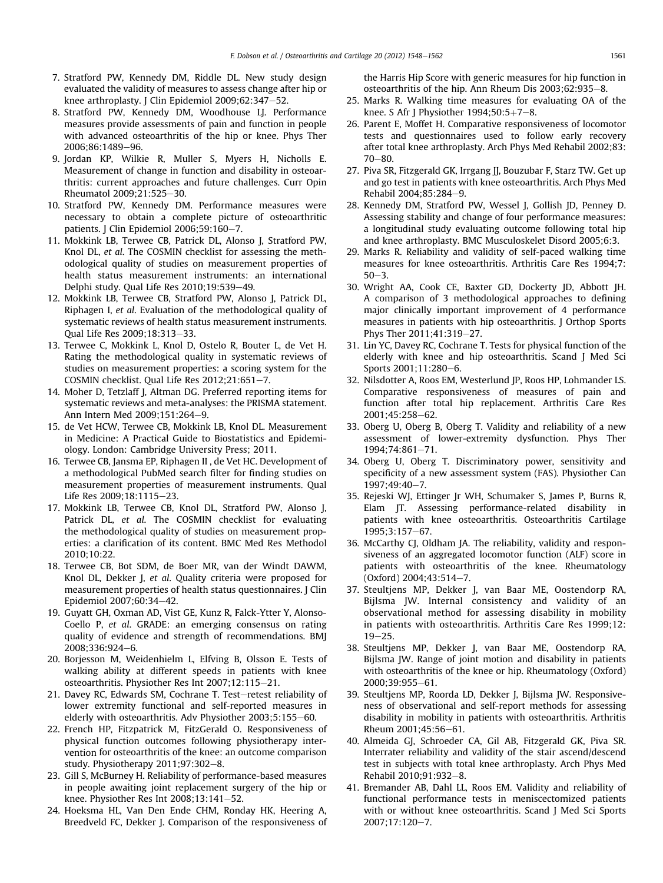7. Stratford PW, Kennedy DM, Riddle DL. New study design evaluated the validity of measures to assess change after hip or knee arthroplasty. J Clin Epidemiol 2009;62:347–52.
8. Stratford PW, Kennedy DM, Woodhouse LJ. Performance measures provide assessments of pain and function in people with advanced osteoarthritis of the hip or knee. Phys Ther 2006;86:1489–96.
9. Jordan KP, Wilkie R, Muller S, Myers H, Nicholls E. Measurement of change in function and disability in osteoarthritis: current approaches and future challenges. Curr Opin Rheumatol 2009;21:525–30.
10. Stratford PW, Kennedy DM. Performance measures were necessary to obtain a complete picture of osteoarthritic patients. J Clin Epidemiol 2006;59:160–7.
11. Mokkink LB, Terwee CB, Patrick DL, Alonso J, Stratford PW, Knol DL, *et al.* The COSMIN checklist for assessing the methodological quality of studies on measurement properties of health status measurement instruments: an international Delphi study. Qual Life Res 2010;19:539–49.
12. Mokkink LB, Terwee CB, Stratford PW, Alonso J, Patrick DL, Riphagen I, *et al.* Evaluation of the methodological quality of systematic reviews of health status measurement instruments. Qual Life Res 2009;18:313–33.
13. Terwee C, Mokkink L, Knol D, Ostelo R, Bouter L, de Vet H. Rating the methodological quality in systematic reviews of studies on measurement properties: a scoring system for the COSMIN checklist. Qual Life Res 2012;21:651–7.
14. Moher D, Tetzlaff J, Altman DG. Preferred reporting items for systematic reviews and meta-analyses: the PRISMA statement. Ann Intern Med 2009;151:264–9.
15. de Vet HCW, Terwee CB, Mokkink LB, Knol DL. Measurement in Medicine: A Practical Guide to Biostatistics and Epidemiology. London: Cambridge University Press; 2011.
16. Terwee CB, Jansma EP, Riphagen II , de Vet HC. Development of a methodological PubMed search filter for finding studies on measurement properties of measurement instruments. Qual Life Res 2009;18:1115–23.
17. Mokkink LB, Terwee CB, Knol DL, Stratford PW, Alonso J, Patrick DL, *et al.* The COSMIN checklist for evaluating the methodological quality of studies on measurement properties: a clarification of its content. BMC Med Res Methodol 2010;10:22.
18. Terwee CB, Bot SDM, de Boer MR, van der Windt DAWM, Knol DL, Dekker J, *et al.* Quality criteria were proposed for measurement properties of health status questionnaires. J Clin Epidemiol 2007;60:34–42.
19. Guyatt GH, Oxman AD, Vist GE, Kunz R, Falck-Ytter Y, Alonso-Coello P, *et al.* GRADE: an emerging consensus on rating quality of evidence and strength of recommendations. BMJ 2008;336:924–6.
20. Borjesson M, Weidenhielm L, Elfving B, Olsson E. Tests of walking ability at different speeds in patients with knee osteoarthritis. Physiother Res Int 2007;12:115–21.
21. Davey RC, Edwards SM, Cochrane T. Test–retest reliability of lower extremity functional and self-reported measures in elderly with osteoarthritis. Adv Physiother 2003;5:155–60.
22. French HP, Fitzpatrick M, FitzGerald O. Responsiveness of physical function outcomes following physiotherapy intervention for osteoarthritis of the knee: an outcome comparison study. Physiotherapy 2011;97:302–8.
23. Gill S, McBurney H. Reliability of performance-based measures in people awaiting joint replacement surgery of the hip or knee. Physiother Res Int 2008;13:141–52.
24. Hoeksma HL, Van Den Ende CHM, Ronday HK, Heering A, Breedveld FC, Dekker J. Comparison of the responsiveness of the Harris Hip Score with generic measures for hip function in osteoarthritis of the hip. Ann Rheum Dis 2003;62:935–8.
25. Marks R. Walking time measures for evaluating OA of the knee. S Afr J Physiother 1994;50:5+7–8.
26. Parent E, Moffet H. Comparative responsiveness of locomotor tests and questionnaires used to follow early recovery after total knee arthroplasty. Arch Phys Med Rehabil 2002;83:70–80.
27. Piva SR, Fitzgerald GK, Irrgang JJ, Bouzubar F, Starz TW. Get up and go test in patients with knee osteoarthritis. Arch Phys Med Rehabil 2004;85:284–9.
28. Kennedy DM, Stratford PW, Wessel J, Gollish JD, Penney D. Assessing stability and change of four performance measures: a longitudinal study evaluating outcome following total hip and knee arthroplasty. BMC Musculoskelet Disord 2005;6:3.
29. Marks R. Reliability and validity of self-paced walking time measures for knee osteoarthritis. Arthritis Care Res 1994;7:50–3.
30. Wright AA, Cook CE, Baxter GD, Dockerty JD, Abbott JH. A comparison of 3 methodological approaches to defining major clinically important improvement of 4 performance measures in patients with hip osteoarthritis. J Orthop Sports Phys Ther 2011;41:319–27.
31. Lin YC, Davey RC, Cochrane T. Tests for physical function of the elderly with knee and hip osteoarthritis. Scand J Med Sci Sports 2001;11:280–6.
32. Nilsdotter A, Roos EM, Westerlund JP, Roos HP, Lohmander LS. Comparative responsiveness of measures of pain and function after total hip replacement. Arthritis Care Res 2001;45:258–62.
33. Oberg U, Oberg B, Oberg T. Validity and reliability of a new assessment of lower-extremity dysfunction. Phys Ther 1994;74:861–71.
34. Oberg U, Oberg T. Discriminatory power, sensitivity and specificity of a new assessment system (FAS). Physiother Can 1997;49:40–7.
35. Rejeski WJ, Ettinger Jr WH, Schumaker S, James P, Burns R, Elam JT. Assessing performance-related disability in patients with knee osteoarthritis. Osteoarthritis Cartilage 1995;3:157–67.
36. McCarthy CJ, Oldham JA. The reliability, validity and responsiveness of an aggregated locomotor function (ALF) score in patients with osteoarthritis of the knee. Rheumatology (Oxford) 2004;43:514–7.
37. Steultjens MP, Dekker J, van Baar ME, Oostendorp RA, Bijlsma JW. Internal consistency and validity of an observational method for assessing disability in mobility in patients with osteoarthritis. Arthritis Care Res 1999;12:19–25.
38. Steultjens MP, Dekker J, van Baar ME, Oostendorp RA, Bijlsma JW. Range of joint motion and disability in patients with osteoarthritis of the knee or hip. Rheumatology (Oxford) 2000;39:955–61.
39. Steultjens MP, Roorda LD, Dekker J, Bijlsma JW. Responsiveness of observational and self-report methods for assessing disability in mobility in patients with osteoarthritis. Arthritis Rheum 2001;45:56–61.
40. Almeida GJ, Schroeder CA, Gil AB, Fitzgerald GK, Piva SR. Interrater reliability and validity of the stair ascend/descend test in subjects with total knee arthroplasty. Arch Phys Med Rehabil 2010;91:932–8.
41. Bremander AB, Dahl LL, Roos EM. Validity and reliability of functional performance tests in meniscectomized patients with or without knee osteoarthritis. Scand J Med Sci Sports 2007;17:120–7.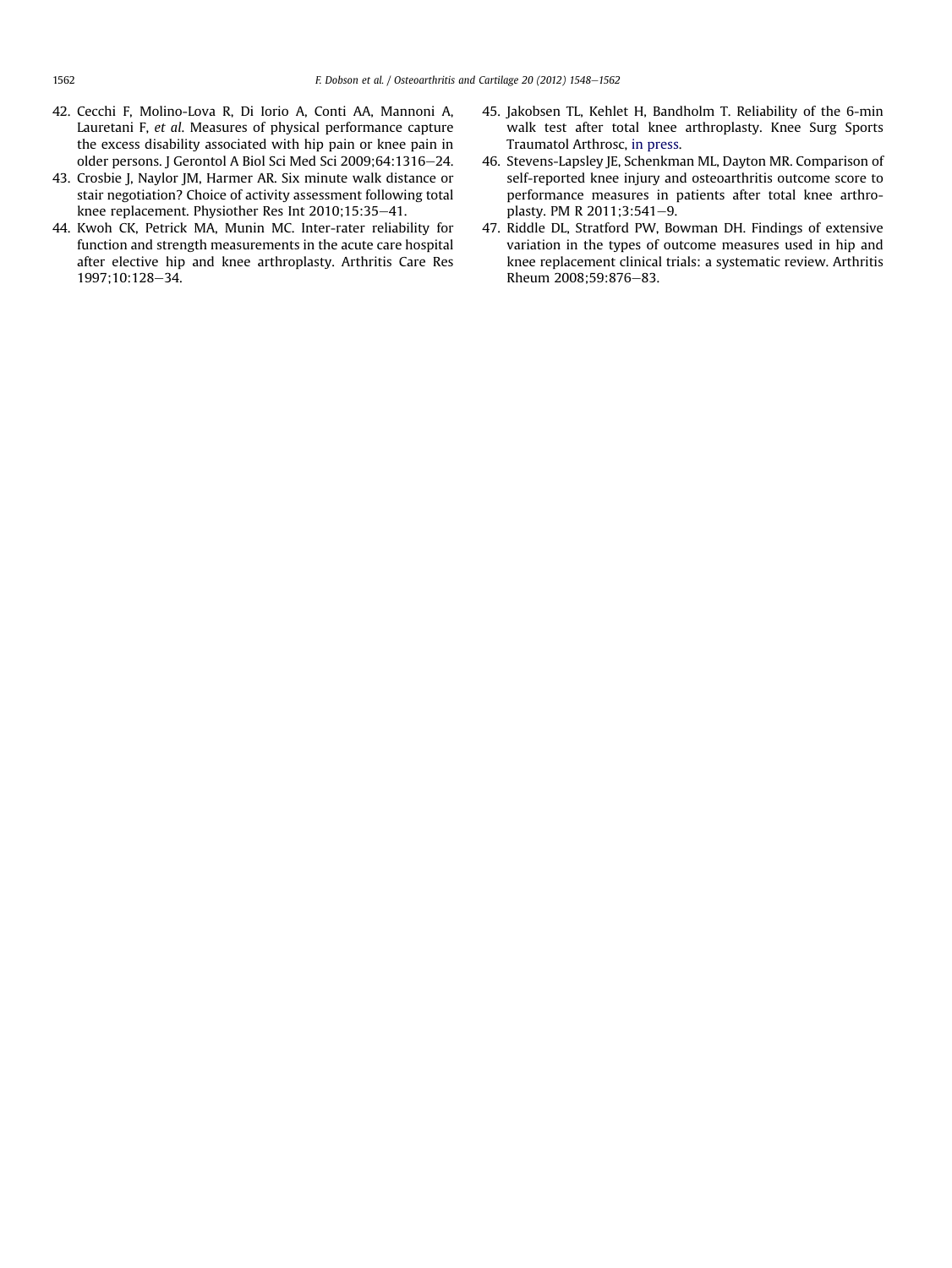42. Cecchi F, Molino-Lova R, Di Iorio A, Conti AA, Mannoni A, Lauretani F, *et al*. Measures of physical performance capture the excess disability associated with hip pain or knee pain in older persons. J Gerontol A Biol Sci Med Sci 2009;64:1316–24.
43. Crosbie J, Naylor JM, Harmer AR. Six minute walk distance or stair negotiation? Choice of activity assessment following total knee replacement. Physiother Res Int 2010;15:35–41.
44. Kwoh CK, Petrick MA, Munin MC. Inter-rater reliability for function and strength measurements in the acute care hospital after elective hip and knee arthroplasty. Arthritis Care Res 1997;10:128–34.
45. Jakobsen TL, Kehlet H, Bandholm T. Reliability of the 6-min walk test after total knee arthroplasty. Knee Surg Sports Traumatol Arthrosc, in press.
46. Stevens-Lapsley JE, Schenkman ML, Dayton MR. Comparison of self-reported knee injury and osteoarthritis outcome score to performance measures in patients after total knee arthroplasty. PM R 2011;3:541–9.
47. Riddle DL, Stratford PW, Bowman DH. Findings of extensive variation in the types of outcome measures used in hip and knee replacement clinical trials: a systematic review. Arthritis Rheum 2008;59:876–83.